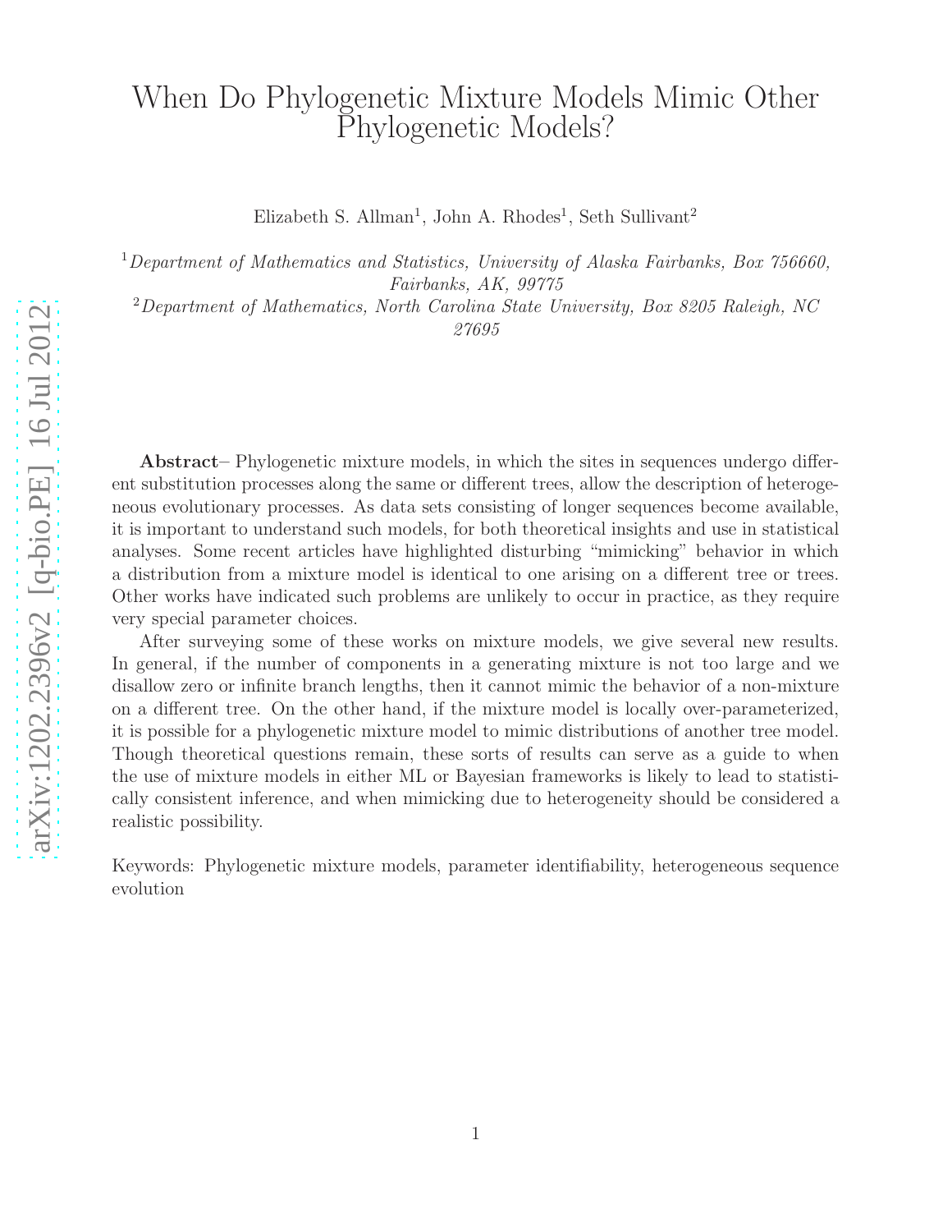# When Do Phylogenetic Mixture Models Mimic Other Phylogenetic Models?

Elizabeth S. Allman[1], John A. Rhodes[1], Seth Sullivant[2]

[1] *Department of Mathematics and Statistics, University of Alaska Fairbanks, Box 756660, Fairbanks, AK, 99775*

[2] *Department of Mathematics, North Carolina State University, Box 8205 Raleigh, NC 27695*

**Abstract**– Phylogenetic mixture models, in which the sites in sequences undergo different substitution processes along the same or different trees, allow the description of heterogeneous evolutionary processes. As data sets consisting of longer sequences become available, it is important to understand such models, for both theoretical insights and use in statistical analyses. Some recent articles have highlighted disturbing "mimicking" behavior in which a distribution from a mixture model is identical to one arising on a different tree or trees. Other works have indicated such problems are unlikely to occur in practice, as they require very special parameter choices.

After surveying some of these works on mixture models, we give several new results. In general, if the number of components in a generating mixture is not too large and we disallow zero or infinite branch lengths, then it cannot mimic the behavior of a non-mixture on a different tree. On the other hand, if the mixture model is locally over-parameterized, it is possible for a phylogenetic mixture model to mimic distributions of another tree model. Though theoretical questions remain, these sorts of results can serve as a guide to when the use of mixture models in either ML or Bayesian frameworks is likely to lead to statistically consistent inference, and when mimicking due to heterogeneity should be considered a realistic possibility.

Keywords: Phylogenetic mixture models, parameter identifiability, heterogeneous sequence evolution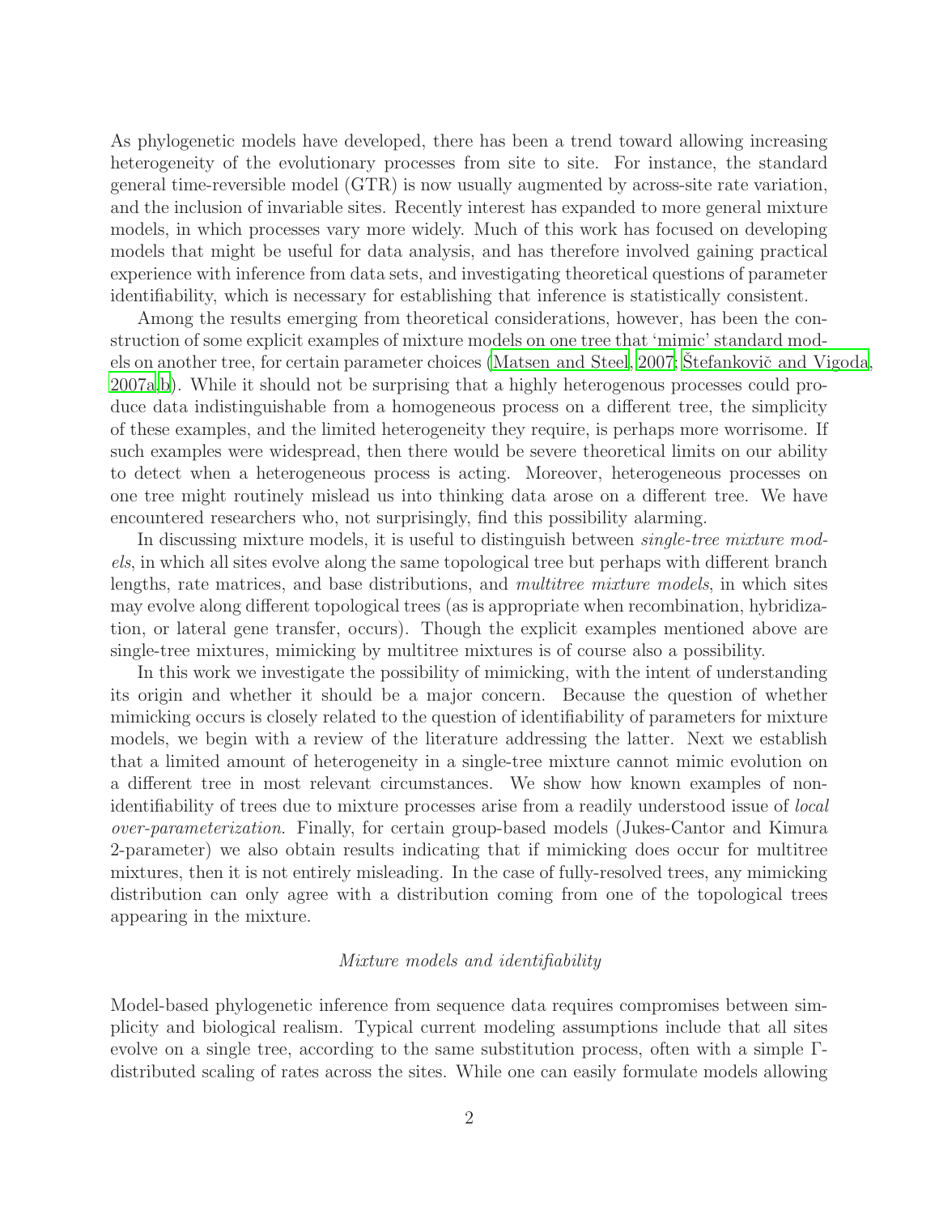As phylogenetic models have developed, there has been a trend toward allowing increasing heterogeneity of the evolutionary processes from site to site. For instance, the standard general time-reversible model (GTR) is now usually augmented by across-site rate variation, and the inclusion of invariable sites. Recently interest has expanded to more general mixture models, in which processes vary more widely. Much of this work has focused on developing models that might be useful for data analysis, and has therefore involved gaining practical experience with inference from data sets, and investigating theoretical questions of parameter identifiability, which is necessary for establishing that inference is statistically consistent.

Among the results emerging from theoretical considerations, however, has been the construction of some explicit examples of mixture models on one tree that 'mimic' standard models on another tree, for certain parameter choices (Matsen and Steel, 2007; Štefankovič and Vigoda, 2007a,b). While it should not be surprising that a highly heterogenous processes could produce data indistinguishable from a homogeneous process on a different tree, the simplicity of these examples, and the limited heterogeneity they require, is perhaps more worrisome. If such examples were widespread, then there would be severe theoretical limits on our ability to detect when a heterogeneous process is acting. Moreover, heterogeneous processes on one tree might routinely mislead us into thinking data arose on a different tree. We have encountered researchers who, not surprisingly, find this possibility alarming.

In discussing mixture models, it is useful to distinguish between *single-tree mixture models*, in which all sites evolve along the same topological tree but perhaps with different branch lengths, rate matrices, and base distributions, and *multitree mixture models*, in which sites may evolve along different topological trees (as is appropriate when recombination, hybridization, or lateral gene transfer, occurs). Though the explicit examples mentioned above are single-tree mixtures, mimicking by multitree mixtures is of course also a possibility.

In this work we investigate the possibility of mimicking, with the intent of understanding its origin and whether it should be a major concern. Because the question of whether mimicking occurs is closely related to the question of identifiability of parameters for mixture models, we begin with a review of the literature addressing the latter. Next we establish that a limited amount of heterogeneity in a single-tree mixture cannot mimic evolution on a different tree in most relevant circumstances. We show how known examples of non-identifiability of trees due to mixture processes arise from a readily understood issue of *local over-parameterization*. Finally, for certain group-based models (Jukes-Cantor and Kimura 2-parameter) we also obtain results indicating that if mimicking does occur for multitree mixtures, then it is not entirely misleading. In the case of fully-resolved trees, any mimicking distribution can only agree with a distribution coming from one of the topological trees appearing in the mixture.

## *Mixture models and identifiability*

Model-based phylogenetic inference from sequence data requires compromises between simplicity and biological realism. Typical current modeling assumptions include that all sites evolve on a single tree, according to the same substitution process, often with a simple $\Gamma$-distributed scaling of rates across the sites. While one can easily formulate models allowing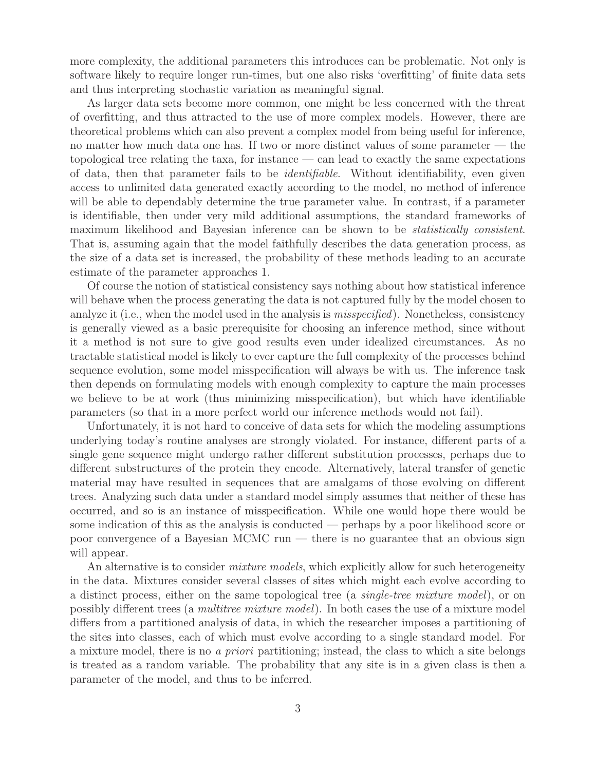more complexity, the additional parameters this introduces can be problematic. Not only is software likely to require longer run-times, but one also risks 'overfitting' of finite data sets and thus interpreting stochastic variation as meaningful signal.

As larger data sets become more common, one might be less concerned with the threat of overfitting, and thus attracted to the use of more complex models. However, there are theoretical problems which can also prevent a complex model from being useful for inference, no matter how much data one has. If two or more distinct values of some parameter — the topological tree relating the taxa, for instance — can lead to exactly the same expectations of data, then that parameter fails to be *identifiable*. Without identifiability, even given access to unlimited data generated exactly according to the model, no method of inference will be able to dependably determine the true parameter value. In contrast, if a parameter is identifiable, then under very mild additional assumptions, the standard frameworks of maximum likelihood and Bayesian inference can be shown to be *statistically consistent*. That is, assuming again that the model faithfully describes the data generation process, as the size of a data set is increased, the probability of these methods leading to an accurate estimate of the parameter approaches 1.

Of course the notion of statistical consistency says nothing about how statistical inference will behave when the process generating the data is not captured fully by the model chosen to analyze it (i.e., when the model used in the analysis is *misspecified*). Nonetheless, consistency is generally viewed as a basic prerequisite for choosing an inference method, since without it a method is not sure to give good results even under idealized circumstances. As no tractable statistical model is likely to ever capture the full complexity of the processes behind sequence evolution, some model misspecification will always be with us. The inference task then depends on formulating models with enough complexity to capture the main processes we believe to be at work (thus minimizing misspecification), but which have identifiable parameters (so that in a more perfect world our inference methods would not fail).

Unfortunately, it is not hard to conceive of data sets for which the modeling assumptions underlying today's routine analyses are strongly violated. For instance, different parts of a single gene sequence might undergo rather different substitution processes, perhaps due to different substructures of the protein they encode. Alternatively, lateral transfer of genetic material may have resulted in sequences that are amalgams of those evolving on different trees. Analyzing such data under a standard model simply assumes that neither of these has occurred, and so is an instance of misspecification. While one would hope there would be some indication of this as the analysis is conducted — perhaps by a poor likelihood score or poor convergence of a Bayesian MCMC run — there is no guarantee that an obvious sign will appear.

An alternative is to consider *mixture models*, which explicitly allow for such heterogeneity in the data. Mixtures consider several classes of sites which might each evolve according to a distinct process, either on the same topological tree (a *single-tree mixture model*), or on possibly different trees (a *multitree mixture model*). In both cases the use of a mixture model differs from a partitioned analysis of data, in which the researcher imposes a partitioning of the sites into classes, each of which must evolve according to a single standard model. For a mixture model, there is no *a priori* partitioning; instead, the class to which a site belongs is treated as a random variable. The probability that any site is in a given class is then a parameter of the model, and thus to be inferred.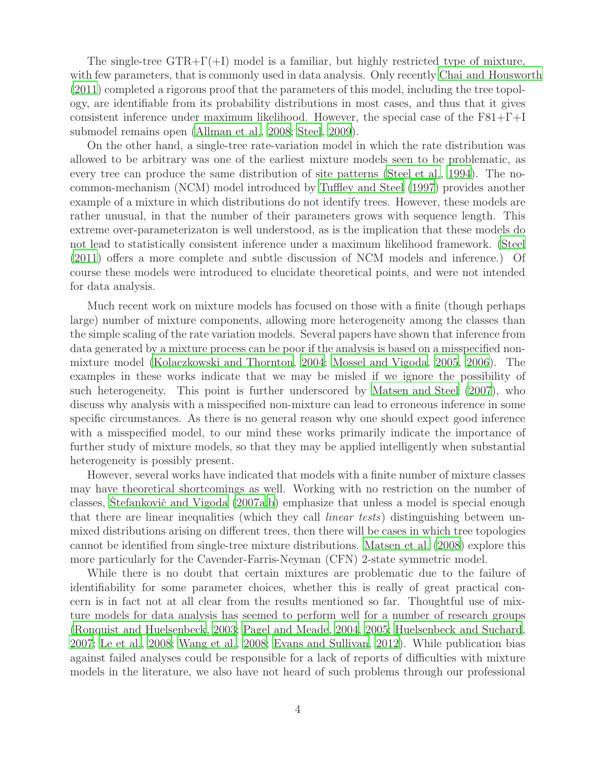The single-tree GTR+$\Gamma$(+I) model is a familiar, but highly restricted type of mixture, with few parameters, that is commonly used in data analysis. Only recently Chai and Housworth (2011) completed a rigorous proof that the parameters of this model, including the tree topology, are identifiable from its probability distributions in most cases, and thus that it gives consistent inference under maximum likelihood. However, the special case of the F81+$\Gamma$+I submodel remains open (Allman et al., 2008; Steel, 2009).

On the other hand, a single-tree rate-variation model in which the rate distribution was allowed to be arbitrary was one of the earliest mixture models seen to be problematic, as every tree can produce the same distribution of site patterns (Steel et al., 1994). The no-common-mechanism (NCM) model introduced by Tuffley and Steel (1997) provides another example of a mixture in which distributions do not identify trees. However, these models are rather unusual, in that the number of their parameters grows with sequence length. This extreme over-parameterizaton is well understood, as is the implication that these models do not lead to statistically consistent inference under a maximum likelihood framework. (Steel (2011) offers a more complete and subtle discussion of NCM models and inference.) Of course these models were introduced to elucidate theoretical points, and were not intended for data analysis.

Much recent work on mixture models has focused on those with a finite (though perhaps large) number of mixture components, allowing more heterogeneity among the classes than the simple scaling of the rate variation models. Several papers have shown that inference from data generated by a mixture process can be poor if the analysis is based on a misspecified non-mixture model (Kolaczkowski and Thornton, 2004; Mossel and Vigoda, 2005, 2006). The examples in these works indicate that we may be misled if we ignore the possibility of such heterogeneity. This point is further underscored by Matsen and Steel (2007), who discuss why analysis with a misspecified non-mixture can lead to erroneous inference in some specific circumstances. As there is no general reason why one should expect good inference with a misspecified model, to our mind these works primarily indicate the importance of further study of mixture models, so that they may be applied intelligently when substantial heterogeneity is possibly present.

However, several works have indicated that models with a finite number of mixture classes may have theoretical shortcomings as well. Working with no restriction on the number of classes, Štefankovič and Vigoda (2007a,b) emphasize that unless a model is special enough that there are linear inequalities (which they call *linear tests*) distinguishing between unmixed distributions arising on different trees, then there will be cases in which tree topologies cannot be identified from single-tree mixture distributions. Matsen et al. (2008) explore this more particularly for the Cavender-Farris-Neyman (CFN) 2-state symmetric model.

While there is no doubt that certain mixtures are problematic due to the failure of identifiability for some parameter choices, whether this is really of great practical concern is in fact not at all clear from the results mentioned so far. Thoughtful use of mixture models for data analysis has seemed to perform well for a number of research groups (Ronquist and Huelsenbeck, 2003; Pagel and Meade, 2004, 2005; Huelsenbeck and Suchard, 2007; Le et al., 2008; Wang et al., 2008; Evans and Sullivan, 2012). While publication bias against failed analyses could be responsible for a lack of reports of difficulties with mixture models in the literature, we also have not heard of such problems through our professional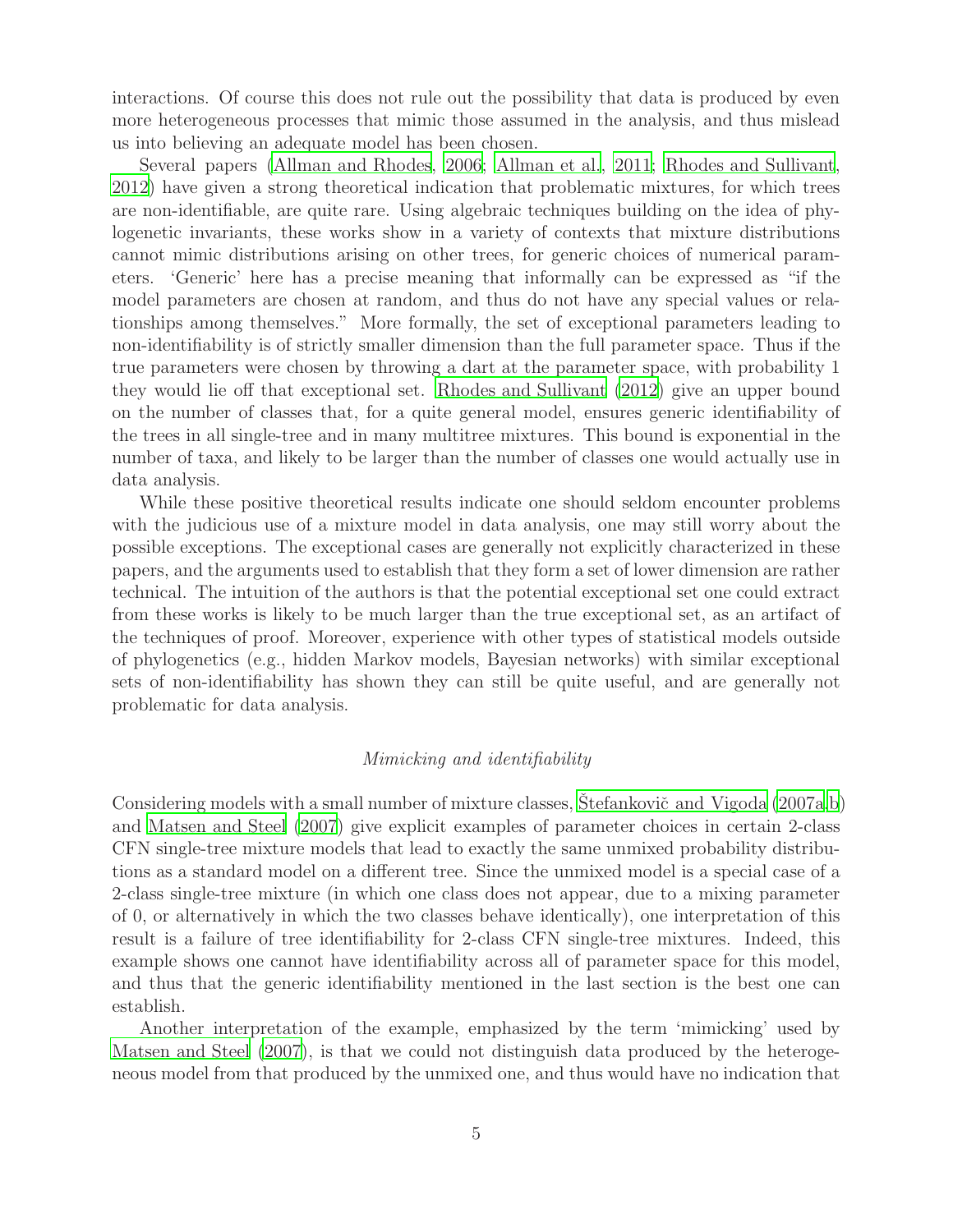interactions. Of course this does not rule out the possibility that data is produced by even more heterogeneous processes that mimic those assumed in the analysis, and thus mislead us into believing an adequate model has been chosen.

Several papers (Allman and Rhodes, 2006; Allman et al., 2011; Rhodes and Sullivant, 2012) have given a strong theoretical indication that problematic mixtures, for which trees are non-identifiable, are quite rare. Using algebraic techniques building on the idea of phylogenetic invariants, these works show in a variety of contexts that mixture distributions cannot mimic distributions arising on other trees, for generic choices of numerical parameters. 'Generic' here has a precise meaning that informally can be expressed as "if the model parameters are chosen at random, and thus do not have any special values or relationships among themselves." More formally, the set of exceptional parameters leading to non-identifiability is of strictly smaller dimension than the full parameter space. Thus if the true parameters were chosen by throwing a dart at the parameter space, with probability 1 they would lie off that exceptional set. Rhodes and Sullivant (2012) give an upper bound on the number of classes that, for a quite general model, ensures generic identifiability of the trees in all single-tree and in many multitree mixtures. This bound is exponential in the number of taxa, and likely to be larger than the number of classes one would actually use in data analysis.

While these positive theoretical results indicate one should seldom encounter problems with the judicious use of a mixture model in data analysis, one may still worry about the possible exceptions. The exceptional cases are generally not explicitly characterized in these papers, and the arguments used to establish that they form a set of lower dimension are rather technical. The intuition of the authors is that the potential exceptional set one could extract from these works is likely to be much larger than the true exceptional set, as an artifact of the techniques of proof. Moreover, experience with other types of statistical models outside of phylogenetics (e.g., hidden Markov models, Bayesian networks) with similar exceptional sets of non-identifiability has shown they can still be quite useful, and are generally not problematic for data analysis.

### *Mimicking and identifiability*

Considering models with a small number of mixture classes, Štefankovič and Vigoda (2007a,b) and Matsen and Steel (2007) give explicit examples of parameter choices in certain 2-class CFN single-tree mixture models that lead to exactly the same unmixed probability distributions as a standard model on a different tree. Since the unmixed model is a special case of a 2-class single-tree mixture (in which one class does not appear, due to a mixing parameter of 0, or alternatively in which the two classes behave identically), one interpretation of this result is a failure of tree identifiability for 2-class CFN single-tree mixtures. Indeed, this example shows one cannot have identifiability across all of parameter space for this model, and thus that the generic identifiability mentioned in the last section is the best one can establish.

Another interpretation of the example, emphasized by the term 'mimicking' used by Matsen and Steel (2007), is that we could not distinguish data produced by the heterogeneous model from that produced by the unmixed one, and thus would have no indication that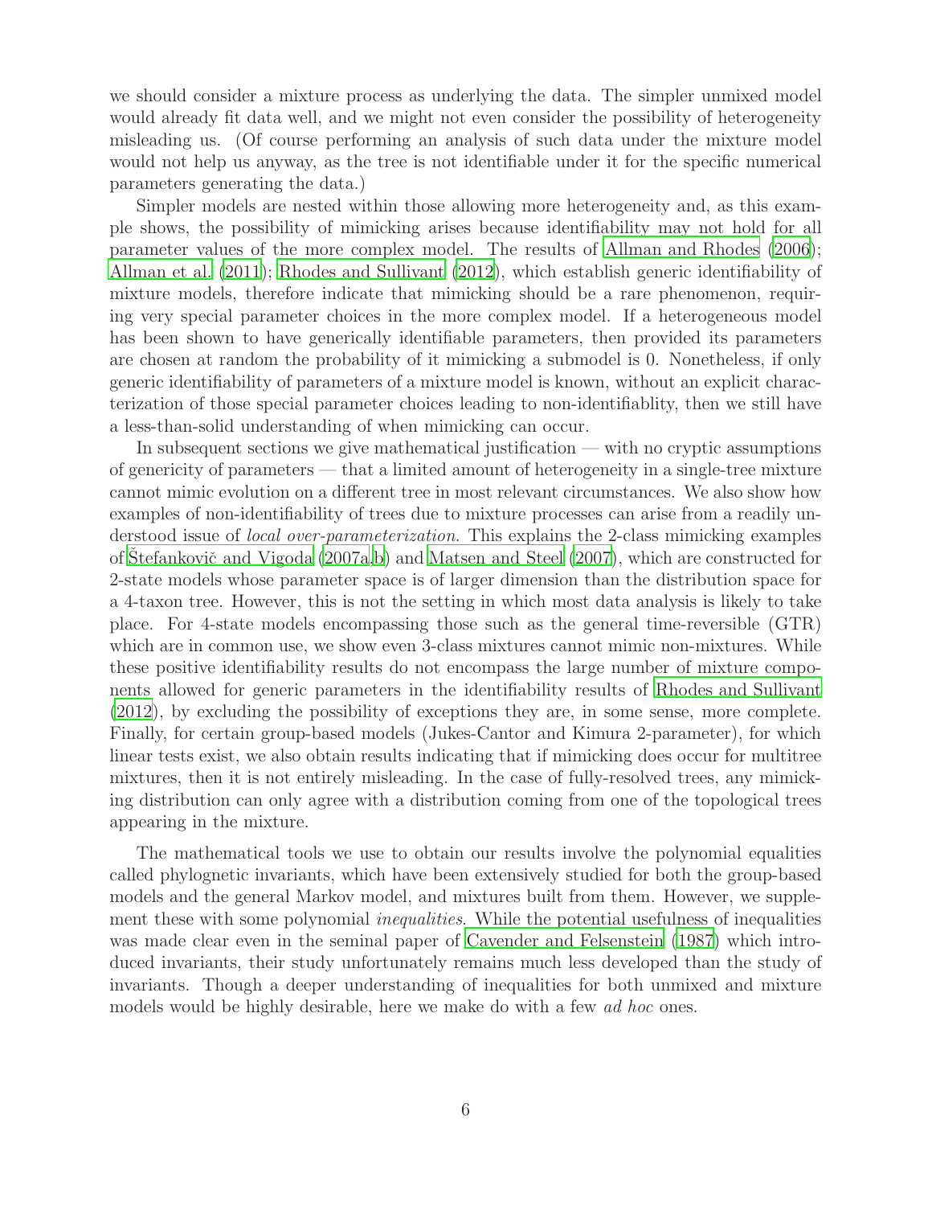we should consider a mixture process as underlying the data. The simpler unmixed model would already fit data well, and we might not even consider the possibility of heterogeneity misleading us. (Of course performing an analysis of such data under the mixture model would not help us anyway, as the tree is not identifiable under it for the specific numerical parameters generating the data.)

Simpler models are nested within those allowing more heterogeneity and, as this example shows, the possibility of mimicking arises because identifiability may not hold for all parameter values of the more complex model. The results of Allman and Rhodes (2006); Allman et al. (2011); Rhodes and Sullivant (2012), which establish generic identifiability of mixture models, therefore indicate that mimicking should be a rare phenomenon, requiring very special parameter choices in the more complex model. If a heterogeneous model has been shown to have generically identifiable parameters, then provided its parameters are chosen at random the probability of it mimicking a submodel is 0. Nonetheless, if only generic identifiability of parameters of a mixture model is known, without an explicit characterization of those special parameter choices leading to non-identifiablity, then we still have a less-than-solid understanding of when mimicking can occur.

In subsequent sections we give mathematical justification — with no cryptic assumptions of genericity of parameters — that a limited amount of heterogeneity in a single-tree mixture cannot mimic evolution on a different tree in most relevant circumstances. We also show how examples of non-identifiability of trees due to mixture processes can arise from a readily understood issue of *local over-parameterization*. This explains the 2-class mimicking examples of Štefankovič and Vigoda (2007a,b) and Matsen and Steel (2007), which are constructed for 2-state models whose parameter space is of larger dimension than the distribution space for a 4-taxon tree. However, this is not the setting in which most data analysis is likely to take place. For 4-state models encompassing those such as the general time-reversible (GTR) which are in common use, we show even 3-class mixtures cannot mimic non-mixtures. While these positive identifiability results do not encompass the large number of mixture components allowed for generic parameters in the identifiability results of Rhodes and Sullivant (2012), by excluding the possibility of exceptions they are, in some sense, more complete. Finally, for certain group-based models (Jukes-Cantor and Kimura 2-parameter), for which linear tests exist, we also obtain results indicating that if mimicking does occur for multitree mixtures, then it is not entirely misleading. In the case of fully-resolved trees, any mimicking distribution can only agree with a distribution coming from one of the topological trees appearing in the mixture.

The mathematical tools we use to obtain our results involve the polynomial equalities called phylognetic invariants, which have been extensively studied for both the group-based models and the general Markov model, and mixtures built from them. However, we supplement these with some polynomial *inequalities*. While the potential usefulness of inequalities was made clear even in the seminal paper of Cavender and Felsenstein (1987) which introduced invariants, their study unfortunately remains much less developed than the study of invariants. Though a deeper understanding of inequalities for both unmixed and mixture models would be highly desirable, here we make do with a few *ad hoc* ones.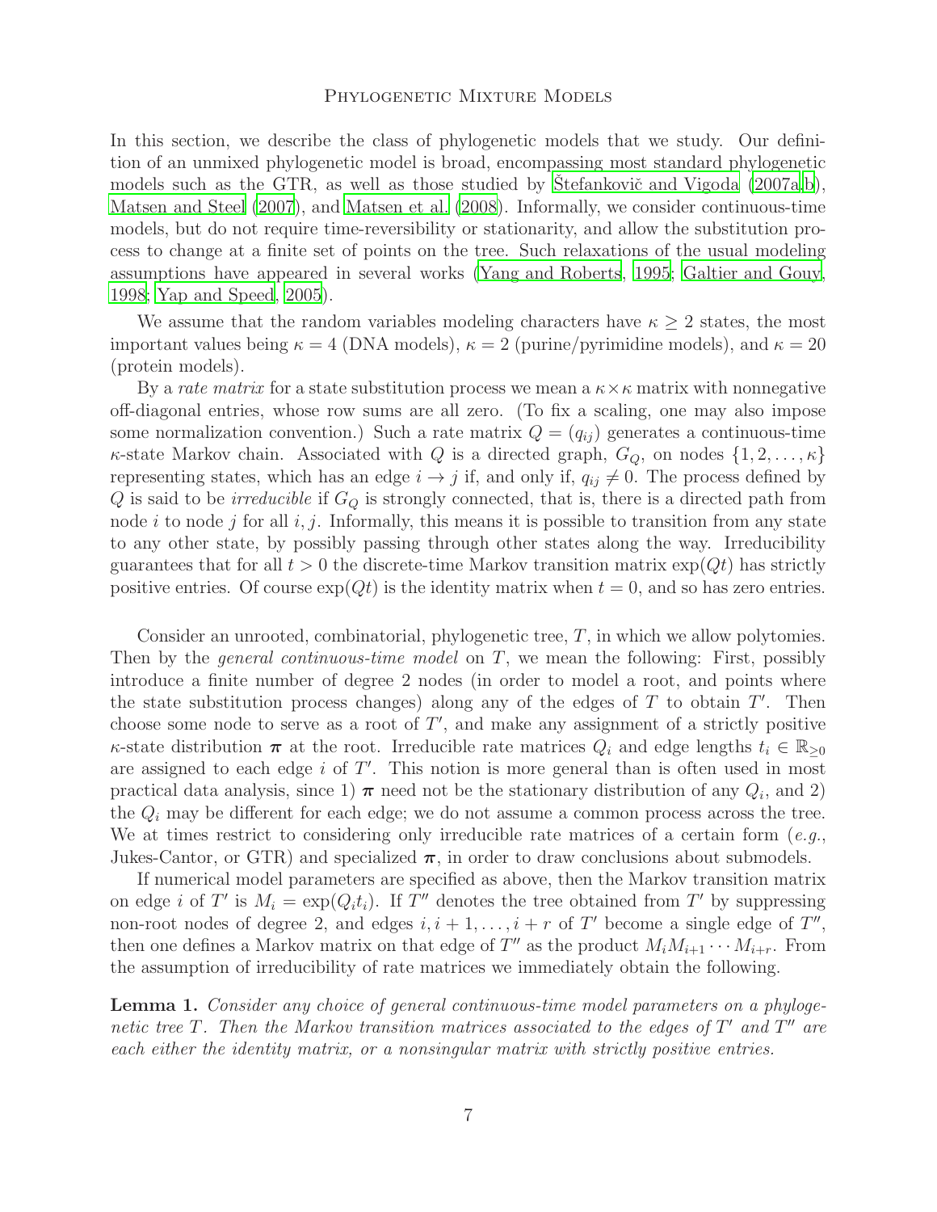In this section, we describe the class of phylogenetic models that we study. Our definition of an unmixed phylogenetic model is broad, encompassing most standard phylogenetic models such as the GTR, as well as those studied by Štefankovič and Vigoda (2007a,b), Matsen and Steel (2007), and Matsen et al. (2008). Informally, we consider continuous-time models, but do not require time-reversibility or stationarity, and allow the substitution process to change at a finite set of points on the tree. Such relaxations of the usual modeling assumptions have appeared in several works (Yang and Roberts, 1995; Galtier and Gouy, 1998; Yap and Speed, 2005).

We assume that the random variables modeling characters have $\kappa \geq 2$ states, the most important values being $\kappa = 4$ (DNA models), $\kappa = 2$ (purine/pyrimidine models), and $\kappa = 20$ (protein models).

By a *rate matrix* for a state substitution process we mean a $\kappa \times \kappa$ matrix with nonnegative off-diagonal entries, whose row sums are all zero. (To fix a scaling, one may also impose some normalization convention.) Such a rate matrix $Q = (q_{ij})$ generates a continuous-time $\kappa$-state Markov chain. Associated with $Q$ is a directed graph, $G_Q$, on nodes $\{1, 2, \ldots, \kappa\}$ representing states, which has an edge $i \to j$ if, and only if, $q_{ij} \neq 0$. The process defined by $Q$ is said to be *irreducible* if $G_Q$ is strongly connected, that is, there is a directed path from node $i$ to node $j$ for all $i, j$. Informally, this means it is possible to transition from any state to any other state, by possibly passing through other states along the way. Irreducibility guarantees that for all $t > 0$ the discrete-time Markov transition matrix $\exp(Qt)$ has strictly positive entries. Of course $\exp(Qt)$ is the identity matrix when $t = 0$, and so has zero entries.

Consider an unrooted, combinatorial, phylogenetic tree, $T$, in which we allow polytomies. Then by the *general continuous-time model* on $T$, we mean the following: First, possibly introduce a finite number of degree 2 nodes (in order to model a root, and points where the state substitution process changes) along any of the edges of $T$ to obtain $T'$. Then choose some node to serve as a root of $T'$, and make any assignment of a strictly positive $\kappa$-state distribution $\boldsymbol{\pi}$ at the root. Irreducible rate matrices $Q_i$ and edge lengths $t_i \in \mathbb{R}_{\geq 0}$ are assigned to each edge $i$ of $T'$. This notion is more general than is often used in most practical data analysis, since 1) $\boldsymbol{\pi}$ need not be the stationary distribution of any $Q_i$, and 2) the $Q_i$ may be different for each edge; we do not assume a common process across the tree. We at times restrict to considering only irreducible rate matrices of a certain form (*e.g.*, Jukes-Cantor, or GTR) and specialized $\boldsymbol{\pi}$, in order to draw conclusions about submodels.

If numerical model parameters are specified as above, then the Markov transition matrix on edge $i$ of $T'$ is $M_i = \exp(Q_i t_i)$. If $T''$ denotes the tree obtained from $T'$ by suppressing non-root nodes of degree 2, and edges $i, i+1, \ldots, i+r$ of $T'$ become a single edge of $T''$, then one defines a Markov matrix on that edge of $T''$ as the product $M_i M_{i+1} \cdots M_{i+r}$. From the assumption of irreducibility of rate matrices we immediately obtain the following.

**Lemma 1.** *Consider any choice of general continuous-time model parameters on a phylogenetic tree $T$. Then the Markov transition matrices associated to the edges of $T'$ and $T''$ are each either the identity matrix, or a nonsingular matrix with strictly positive entries.*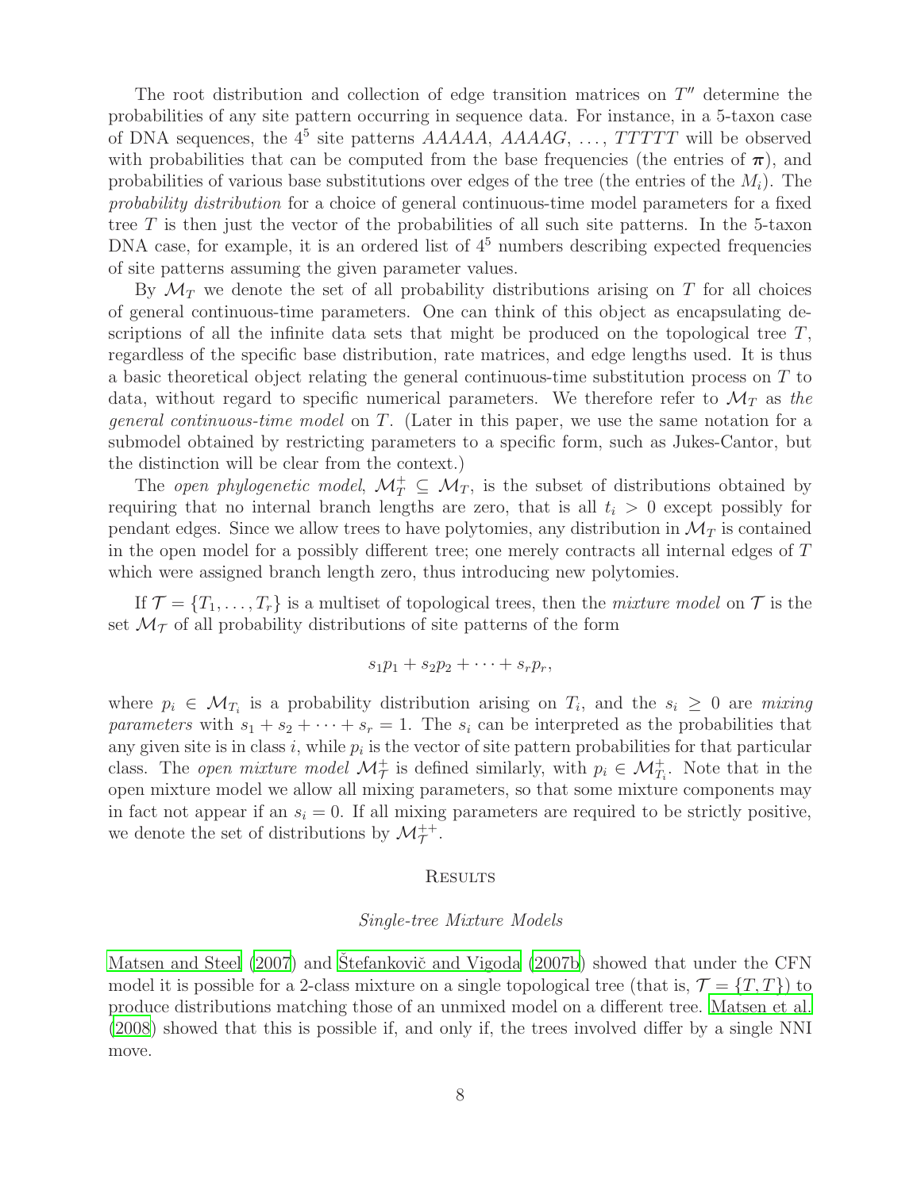The root distribution and collection of edge transition matrices on $T''$ determine the probabilities of any site pattern occurring in sequence data. For instance, in a 5-taxon case of DNA sequences, the $4^5$ site patterns $AAAAA$, $AAAAG$, $\ldots$, $TTTTT$ will be observed with probabilities that can be computed from the base frequencies (the entries of $\boldsymbol{\pi}$), and probabilities of various base substitutions over edges of the tree (the entries of the $M_i$). The *probability distribution* for a choice of general continuous-time model parameters for a fixed tree $T$ is then just the vector of the probabilities of all such site patterns. In the 5-taxon DNA case, for example, it is an ordered list of $4^5$ numbers describing expected frequencies of site patterns assuming the given parameter values.

By $\mathcal{M}_T$ we denote the set of all probability distributions arising on $T$ for all choices of general continuous-time parameters. One can think of this object as encapsulating descriptions of all the infinite data sets that might be produced on the topological tree $T$, regardless of the specific base distribution, rate matrices, and edge lengths used. It is thus a basic theoretical object relating the general continuous-time substitution process on $T$ to data, without regard to specific numerical parameters. We therefore refer to $\mathcal{M}_T$ as *the general continuous-time model* on $T$. (Later in this paper, we use the same notation for a submodel obtained by restricting parameters to a specific form, such as Jukes-Cantor, but the distinction will be clear from the context.)

The *open phylogenetic model*, $\mathcal{M}_T^+ \subseteq \mathcal{M}_T$, is the subset of distributions obtained by requiring that no internal branch lengths are zero, that is all $t_i > 0$ except possibly for pendant edges. Since we allow trees to have polytomies, any distribution in $\mathcal{M}_T$ is contained in the open model for a possibly different tree; one merely contracts all internal edges of $T$ which were assigned branch length zero, thus introducing new polytomies.

If $\mathcal{T} = \{T_1, \ldots, T_r\}$ is a multiset of topological trees, then the *mixture model* on $\mathcal{T}$ is the set $\mathcal{M}_\mathcal{T}$ of all probability distributions of site patterns of the form

$$s_1p_1 + s_2p_2 + \cdots + s_rp_r,$$

where $p_i \in \mathcal{M}_{T_i}$ is a probability distribution arising on $T_i$, and the $s_i \geq 0$ are *mixing parameters* with $s_1 + s_2 + \cdots + s_r = 1$. The $s_i$ can be interpreted as the probabilities that any given site is in class $i$, while $p_i$ is the vector of site pattern probabilities for that particular class. The *open mixture model* $\mathcal{M}_\mathcal{T}^+$ is defined similarly, with $p_i \in \mathcal{M}_{T_i}^+$. Note that in the open mixture model we allow all mixing parameters, so that some mixture components may in fact not appear if an $s_i = 0$. If all mixing parameters are required to be strictly positive, we denote the set of distributions by $\mathcal{M}_\mathcal{T}^{++}$.

## Results

### *Single-tree Mixture Models*

Matsen and Steel (2007) and Štefankovič and Vigoda (2007b) showed that under the CFN model it is possible for a 2-class mixture on a single topological tree (that is, $\mathcal{T} = \{T, T\}$) to produce distributions matching those of an unmixed model on a different tree. Matsen et al. (2008) showed that this is possible if, and only if, the trees involved differ by a single NNI move.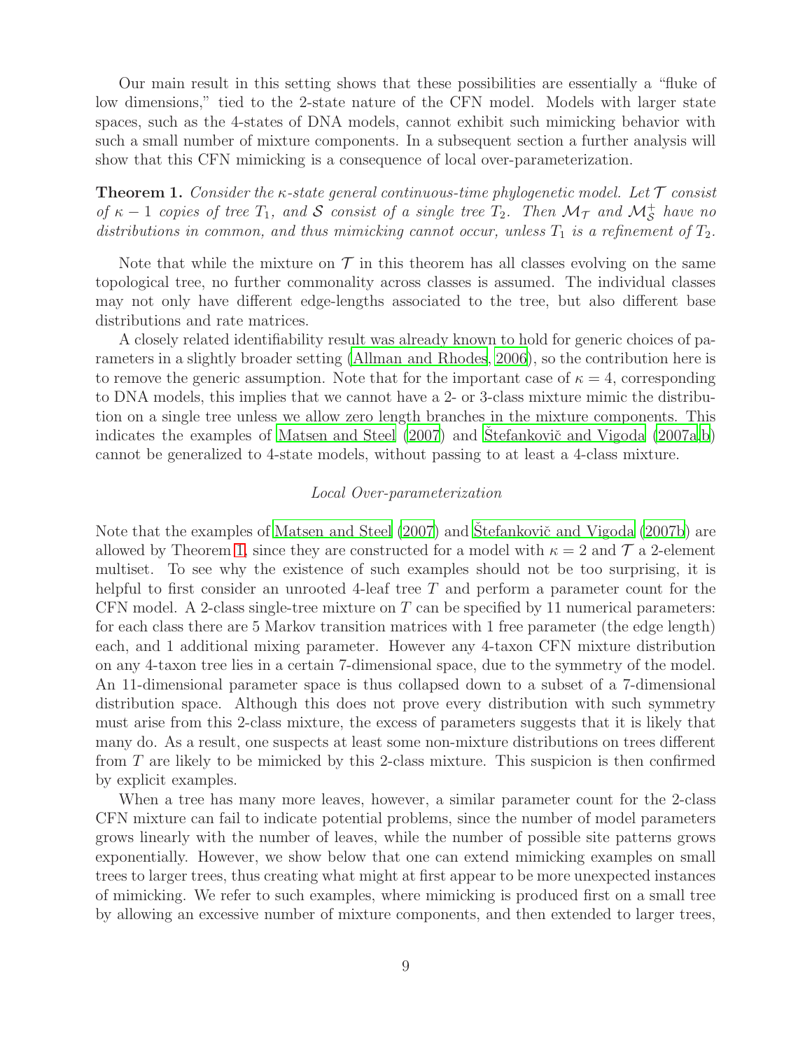Our main result in this setting shows that these possibilities are essentially a "fluke of low dimensions," tied to the 2-state nature of the CFN model. Models with larger state spaces, such as the 4-states of DNA models, cannot exhibit such mimicking behavior with such a small number of mixture components. In a subsequent section a further analysis will show that this CFN mimicking is a consequence of local over-parameterization.

**Theorem 1.** *Consider the $\kappa$-state general continuous-time phylogenetic model. Let $\mathcal{T}$ consist of $\kappa - 1$ copies of tree $T_1$, and $\mathcal{S}$ consist of a single tree $T_2$. Then $\mathcal{M}_{\mathcal{T}}$ and $\mathcal{M}^+_{\mathcal{S}}$ have no distributions in common, and thus mimicking cannot occur, unless $T_1$ is a refinement of $T_2$.*

Note that while the mixture on $\mathcal{T}$ in this theorem has all classes evolving on the same topological tree, no further commonality across classes is assumed. The individual classes may not only have different edge-lengths associated to the tree, but also different base distributions and rate matrices.

A closely related identifiability result was already known to hold for generic choices of parameters in a slightly broader setting (Allman and Rhodes, 2006), so the contribution here is to remove the generic assumption. Note that for the important case of $\kappa = 4$, corresponding to DNA models, this implies that we cannot have a 2- or 3-class mixture mimic the distribution on a single tree unless we allow zero length branches in the mixture components. This indicates the examples of Matsen and Steel (2007) and Štefankovič and Vigoda (2007a,b) cannot be generalized to 4-state models, without passing to at least a 4-class mixture.

*Local Over-parameterization*

Note that the examples of Matsen and Steel (2007) and Štefankovič and Vigoda (2007b) are allowed by Theorem 1, since they are constructed for a model with $\kappa = 2$ and $\mathcal{T}$ a 2-element multiset. To see why the existence of such examples should not be too surprising, it is helpful to first consider an unrooted 4-leaf tree $T$ and perform a parameter count for the CFN model. A 2-class single-tree mixture on $T$ can be specified by 11 numerical parameters: for each class there are 5 Markov transition matrices with 1 free parameter (the edge length) each, and 1 additional mixing parameter. However any 4-taxon CFN mixture distribution on any 4-taxon tree lies in a certain 7-dimensional space, due to the symmetry of the model. An 11-dimensional parameter space is thus collapsed down to a subset of a 7-dimensional distribution space. Although this does not prove every distribution with such symmetry must arise from this 2-class mixture, the excess of parameters suggests that it is likely that many do. As a result, one suspects at least some non-mixture distributions on trees different from $T$ are likely to be mimicked by this 2-class mixture. This suspicion is then confirmed by explicit examples.

When a tree has many more leaves, however, a similar parameter count for the 2-class CFN mixture can fail to indicate potential problems, since the number of model parameters grows linearly with the number of leaves, while the number of possible site patterns grows exponentially. However, we show below that one can extend mimicking examples on small trees to larger trees, thus creating what might at first appear to be more unexpected instances of mimicking. We refer to such examples, where mimicking is produced first on a small tree by allowing an excessive number of mixture components, and then extended to larger trees,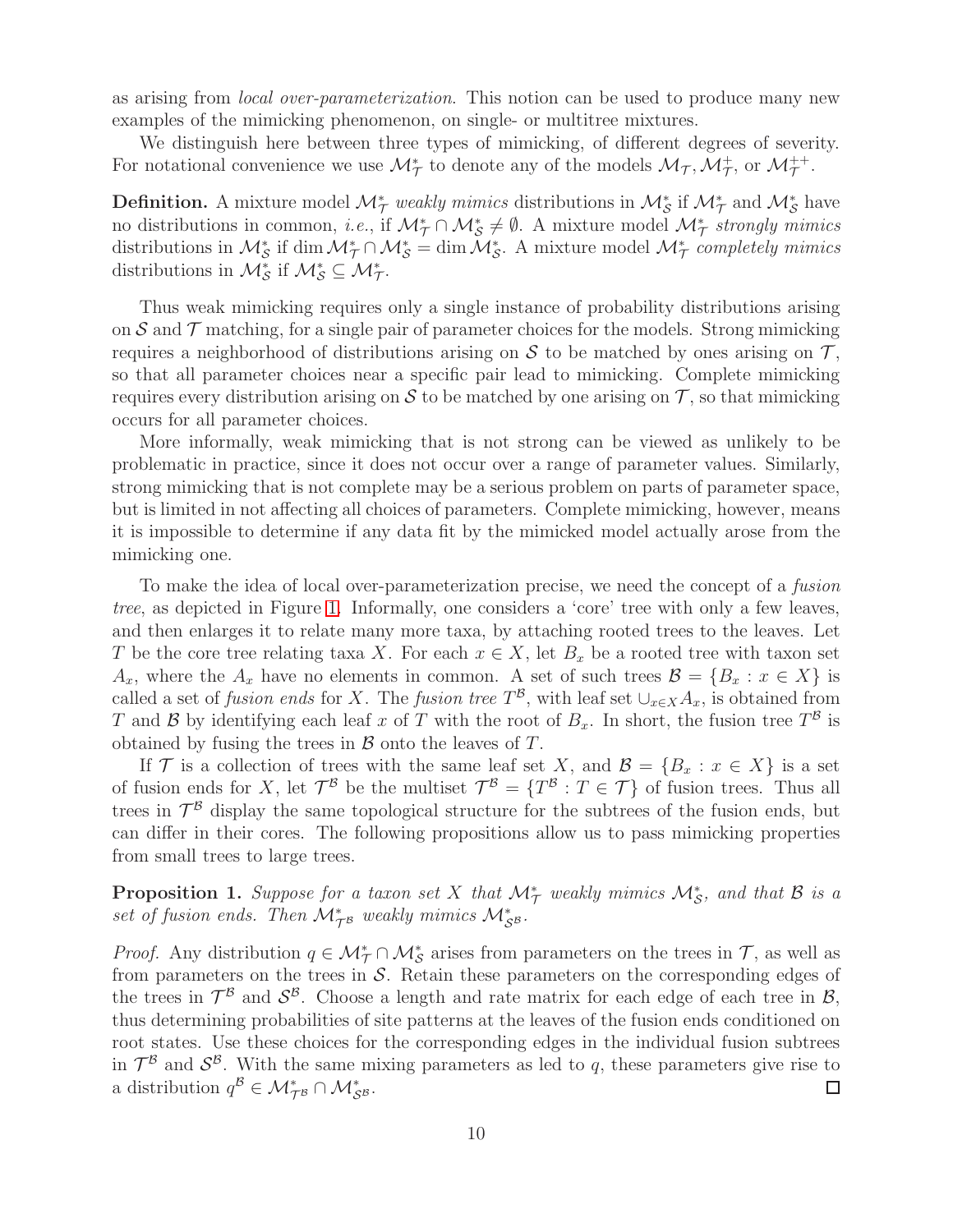as arising from *local over-parameterization*. This notion can be used to produce many new examples of the mimicking phenomenon, on single- or multitree mixtures.

We distinguish here between three types of mimicking, of different degrees of severity. For notational convenience we use $\mathcal{M}^*_{\mathcal{T}}$ to denote any of the models $\mathcal{M}_{\mathcal{T}}, \mathcal{M}^+_{\mathcal{T}}$, or $\mathcal{M}^{++}_{\mathcal{T}}$.

**Definition.** A mixture model $\mathcal{M}^*_{\mathcal{T}}$ *weakly mimics* distributions in $\mathcal{M}^*_{\mathcal{S}}$ if $\mathcal{M}^*_{\mathcal{T}}$ and $\mathcal{M}^*_{\mathcal{S}}$ have no distributions in common, *i.e.*, if $\mathcal{M}^*_{\mathcal{T}} \cap \mathcal{M}^*_{\mathcal{S}} \neq \emptyset$. A mixture model $\mathcal{M}^*_{\mathcal{T}}$ *strongly mimics* distributions in $\mathcal{M}^*_{\mathcal{S}}$ if $\dim \mathcal{M}^*_{\mathcal{T}} \cap \mathcal{M}^*_{\mathcal{S}} = \dim \mathcal{M}^*_{\mathcal{S}}$. A mixture model $\mathcal{M}^*_{\mathcal{T}}$ *completely mimics* distributions in $\mathcal{M}^*_{\mathcal{S}}$ if $\mathcal{M}^*_{\mathcal{S}} \subseteq \mathcal{M}^*_{\mathcal{T}}$.

Thus weak mimicking requires only a single instance of probability distributions arising on $\mathcal{S}$ and $\mathcal{T}$ matching, for a single pair of parameter choices for the models. Strong mimicking requires a neighborhood of distributions arising on $\mathcal{S}$ to be matched by ones arising on $\mathcal{T}$, so that all parameter choices near a specific pair lead to mimicking. Complete mimicking requires every distribution arising on $\mathcal{S}$ to be matched by one arising on $\mathcal{T}$, so that mimicking occurs for all parameter choices.

More informally, weak mimicking that is not strong can be viewed as unlikely to be problematic in practice, since it does not occur over a range of parameter values. Similarly, strong mimicking that is not complete may be a serious problem on parts of parameter space, but is limited in not affecting all choices of parameters. Complete mimicking, however, means it is impossible to determine if any data fit by the mimicked model actually arose from the mimicking one.

To make the idea of local over-parameterization precise, we need the concept of a *fusion tree*, as depicted in Figure 1. Informally, one considers a 'core' tree with only a few leaves, and then enlarges it to relate many more taxa, by attaching rooted trees to the leaves. Let $T$ be the core tree relating taxa $X$. For each $x \in X$, let $B_x$ be a rooted tree with taxon set $A_x$, where the $A_x$ have no elements in common. A set of such trees $\mathcal{B} = \{B_x : x \in X\}$ is called a set of *fusion ends* for $X$. The *fusion tree* $T^{\mathcal{B}}$, with leaf set $\cup_{x \in X} A_x$, is obtained from $T$ and $\mathcal{B}$ by identifying each leaf $x$ of $T$ with the root of $B_x$. In short, the fusion tree $T^{\mathcal{B}}$ is obtained by fusing the trees in $\mathcal{B}$ onto the leaves of $T$.

If $\mathcal{T}$ is a collection of trees with the same leaf set $X$, and $\mathcal{B} = \{B_x : x \in X\}$ is a set of fusion ends for $X$, let $\mathcal{T}^{\mathcal{B}}$ be the multiset $\mathcal{T}^{\mathcal{B}} = \{T^{\mathcal{B}} : T \in \mathcal{T}\}$ of fusion trees. Thus all trees in $\mathcal{T}^{\mathcal{B}}$ display the same topological structure for the subtrees of the fusion ends, but can differ in their cores. The following propositions allow us to pass mimicking properties from small trees to large trees.

**Proposition 1.** *Suppose for a taxon set $X$ that $\mathcal{M}^*_{\mathcal{T}}$ weakly mimics $\mathcal{M}^*_{\mathcal{S}}$, and that $\mathcal{B}$ is a set of fusion ends. Then $\mathcal{M}^*_{\mathcal{T}^{\mathcal{B}}}$ weakly mimics $\mathcal{M}^*_{\mathcal{S}^{\mathcal{B}}}$.*

*Proof.* Any distribution $q \in \mathcal{M}^*_{\mathcal{T}} \cap \mathcal{M}^*_{\mathcal{S}}$ arises from parameters on the trees in $\mathcal{T}$, as well as from parameters on the trees in $\mathcal{S}$. Retain these parameters on the corresponding edges of the trees in $\mathcal{T}^{\mathcal{B}}$ and $\mathcal{S}^{\mathcal{B}}$. Choose a length and rate matrix for each edge of each tree in $\mathcal{B}$, thus determining probabilities of site patterns at the leaves of the fusion ends conditioned on root states. Use these choices for the corresponding edges in the individual fusion subtrees in $\mathcal{T}^{\mathcal{B}}$ and $\mathcal{S}^{\mathcal{B}}$. With the same mixing parameters as led to $q$, these parameters give rise to a distribution $q^{\mathcal{B}} \in \mathcal{M}^*_{\mathcal{T}^{\mathcal{B}}} \cap \mathcal{M}^*_{\mathcal{S}^{\mathcal{B}}}$. $\square$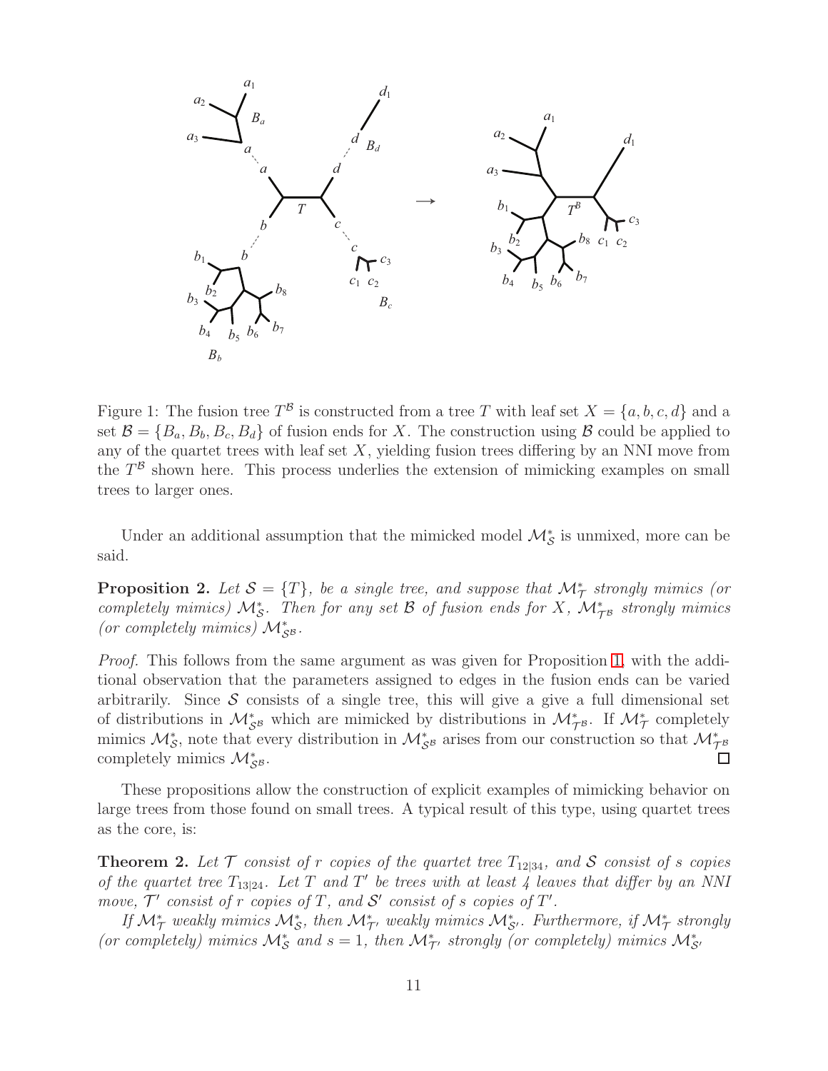Figure 1: The fusion tree $T^{\mathcal{B}}$ is constructed from a tree $T$ with leaf set $X = \{a, b, c, d\}$ and a set $\mathcal{B} = \{B_a, B_b, B_c, B_d\}$ of fusion ends for $X$. The construction using $\mathcal{B}$ could be applied to any of the quartet trees with leaf set $X$, yielding fusion trees differing by an NNI move from the $T^{\mathcal{B}}$ shown here. This process underlies the extension of mimicking examples on small trees to larger ones.

Under an additional assumption that the mimicked model $\mathcal{M}^*_{\mathcal{S}}$ is unmixed, more can be said.

**Proposition 2.** *Let $\mathcal{S} = \{T\}$, be a single tree, and suppose that $\mathcal{M}^*_{\mathcal{T}}$ strongly mimics (or completely mimics) $\mathcal{M}^*_{\mathcal{S}}$. Then for any set $\mathcal{B}$ of fusion ends for $X$, $\mathcal{M}^*_{\mathcal{T}^{\mathcal{B}}}$ strongly mimics (or completely mimics) $\mathcal{M}^*_{\mathcal{S}^{\mathcal{B}}}$.*

*Proof.* This follows from the same argument as was given for Proposition 1, with the additional observation that the parameters assigned to edges in the fusion ends can be varied arbitrarily. Since $\mathcal{S}$ consists of a single tree, this will give a give a full dimensional set of distributions in $\mathcal{M}^*_{\mathcal{S}^{\mathcal{B}}}$ which are mimicked by distributions in $\mathcal{M}^*_{\mathcal{T}^{\mathcal{B}}}$. If $\mathcal{M}^*_{\mathcal{T}}$ completely mimics $\mathcal{M}^*_{\mathcal{S}}$, note that every distribution in $\mathcal{M}^*_{\mathcal{S}^{\mathcal{B}}}$ arises from our construction so that $\mathcal{M}^*_{\mathcal{T}^{\mathcal{B}}}$ completely mimics $\mathcal{M}^*_{\mathcal{S}^{\mathcal{B}}}$. □

These propositions allow the construction of explicit examples of mimicking behavior on large trees from those found on small trees. A typical result of this type, using quartet trees as the core, is:

**Theorem 2.** *Let $\mathcal{T}$ consist of $r$ copies of the quartet tree $T_{12|34}$, and $\mathcal{S}$ consist of $s$ copies of the quartet tree $T_{13|24}$. Let $T$ and $T'$ be trees with at least 4 leaves that differ by an NNI move, $\mathcal{T}'$ consist of $r$ copies of $T$, and $\mathcal{S}'$ consist of $s$ copies of $T'$.*

*If $\mathcal{M}^*_{\mathcal{T}}$ weakly mimics $\mathcal{M}^*_{\mathcal{S}}$, then $\mathcal{M}^*_{\mathcal{T}'}$ weakly mimics $\mathcal{M}^*_{\mathcal{S}'}$. Furthermore, if $\mathcal{M}^*_{\mathcal{T}}$ strongly (or completely) mimics $\mathcal{M}^*_{\mathcal{S}}$ and $s = 1$, then $\mathcal{M}^*_{\mathcal{T}'}$ strongly (or completely) mimics $\mathcal{M}^*_{\mathcal{S}'}$*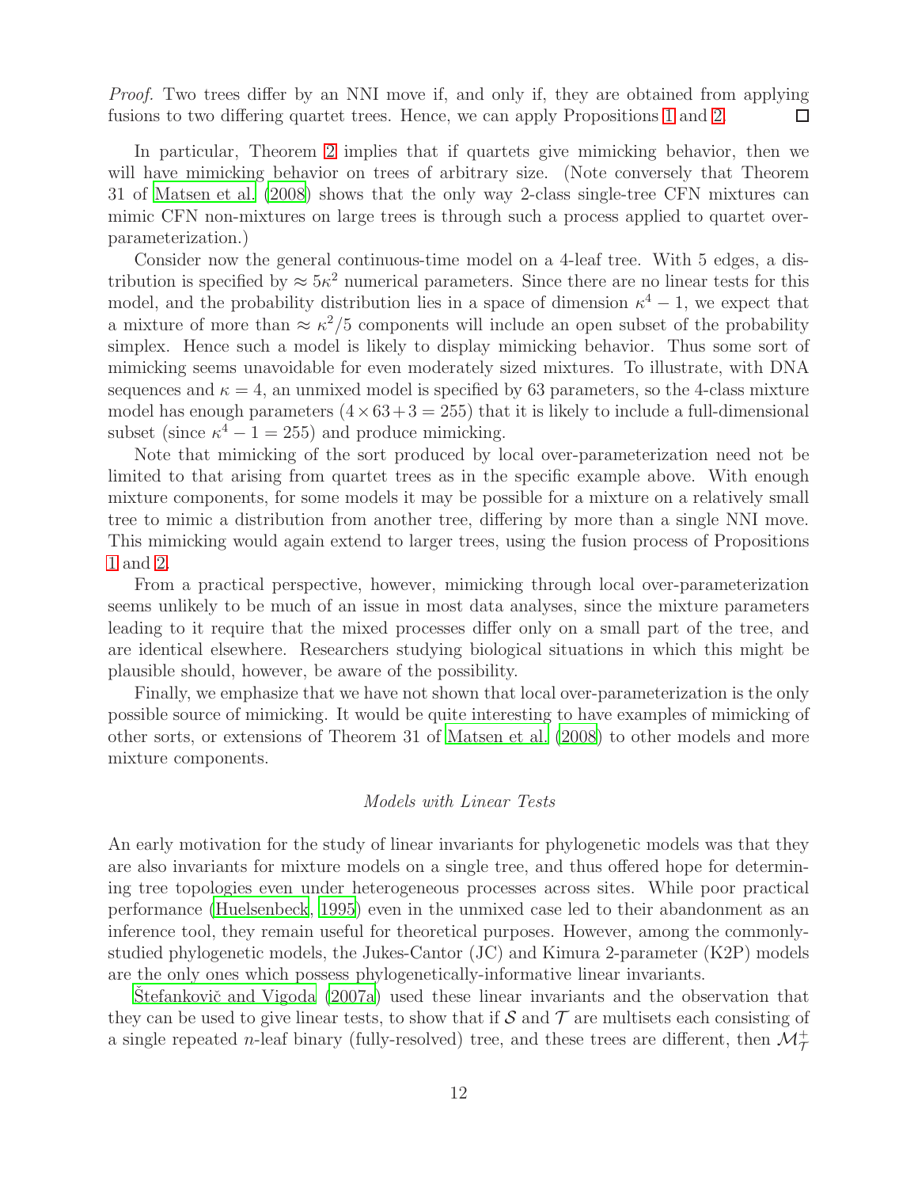*Proof.* Two trees differ by an NNI move if, and only if, they are obtained from applying fusions to two differing quartet trees. Hence, we can apply Propositions 1 and 2. □

In particular, Theorem 2 implies that if quartets give mimicking behavior, then we will have mimicking behavior on trees of arbitrary size. (Note conversely that Theorem 31 of Matsen et al. (2008) shows that the only way 2-class single-tree CFN mixtures can mimic CFN non-mixtures on large trees is through such a process applied to quartet over-parameterization.)

Consider now the general continuous-time model on a 4-leaf tree. With 5 edges, a distribution is specified by $\approx 5\kappa^2$ numerical parameters. Since there are no linear tests for this model, and the probability distribution lies in a space of dimension $\kappa^4 - 1$, we expect that a mixture of more than $\approx \kappa^2/5$ components will include an open subset of the probability simplex. Hence such a model is likely to display mimicking behavior. Thus some sort of mimicking seems unavoidable for even moderately sized mixtures. To illustrate, with DNA sequences and $\kappa = 4$, an unmixed model is specified by 63 parameters, so the 4-class mixture model has enough parameters ($4 \times 63 + 3 = 255$) that it is likely to include a full-dimensional subset (since $\kappa^4 - 1 = 255$) and produce mimicking.

Note that mimicking of the sort produced by local over-parameterization need not be limited to that arising from quartet trees as in the specific example above. With enough mixture components, for some models it may be possible for a mixture on a relatively small tree to mimic a distribution from another tree, differing by more than a single NNI move. This mimicking would again extend to larger trees, using the fusion process of Propositions 1 and 2.

From a practical perspective, however, mimicking through local over-parameterization seems unlikely to be much of an issue in most data analyses, since the mixture parameters leading to it require that the mixed processes differ only on a small part of the tree, and are identical elsewhere. Researchers studying biological situations in which this might be plausible should, however, be aware of the possibility.

Finally, we emphasize that we have not shown that local over-parameterization is the only possible source of mimicking. It would be quite interesting to have examples of mimicking of other sorts, or extensions of Theorem 31 of Matsen et al. (2008) to other models and more mixture components.

### *Models with Linear Tests*

An early motivation for the study of linear invariants for phylogenetic models was that they are also invariants for mixture models on a single tree, and thus offered hope for determining tree topologies even under heterogeneous processes across sites. While poor practical performance (Huelsenbeck, 1995) even in the unmixed case led to their abandonment as an inference tool, they remain useful for theoretical purposes. However, among the commonly-studied phylogenetic models, the Jukes-Cantor (JC) and Kimura 2-parameter (K2P) models are the only ones which possess phylogenetically-informative linear invariants.

Štefankovič and Vigoda (2007a) used these linear invariants and the observation that they can be used to give linear tests, to show that if $\mathcal{S}$ and $\mathcal{T}$ are multisets each consisting of a single repeated $n$-leaf binary (fully-resolved) tree, and these trees are different, then $\mathcal{M}^+_{\mathcal{T}}$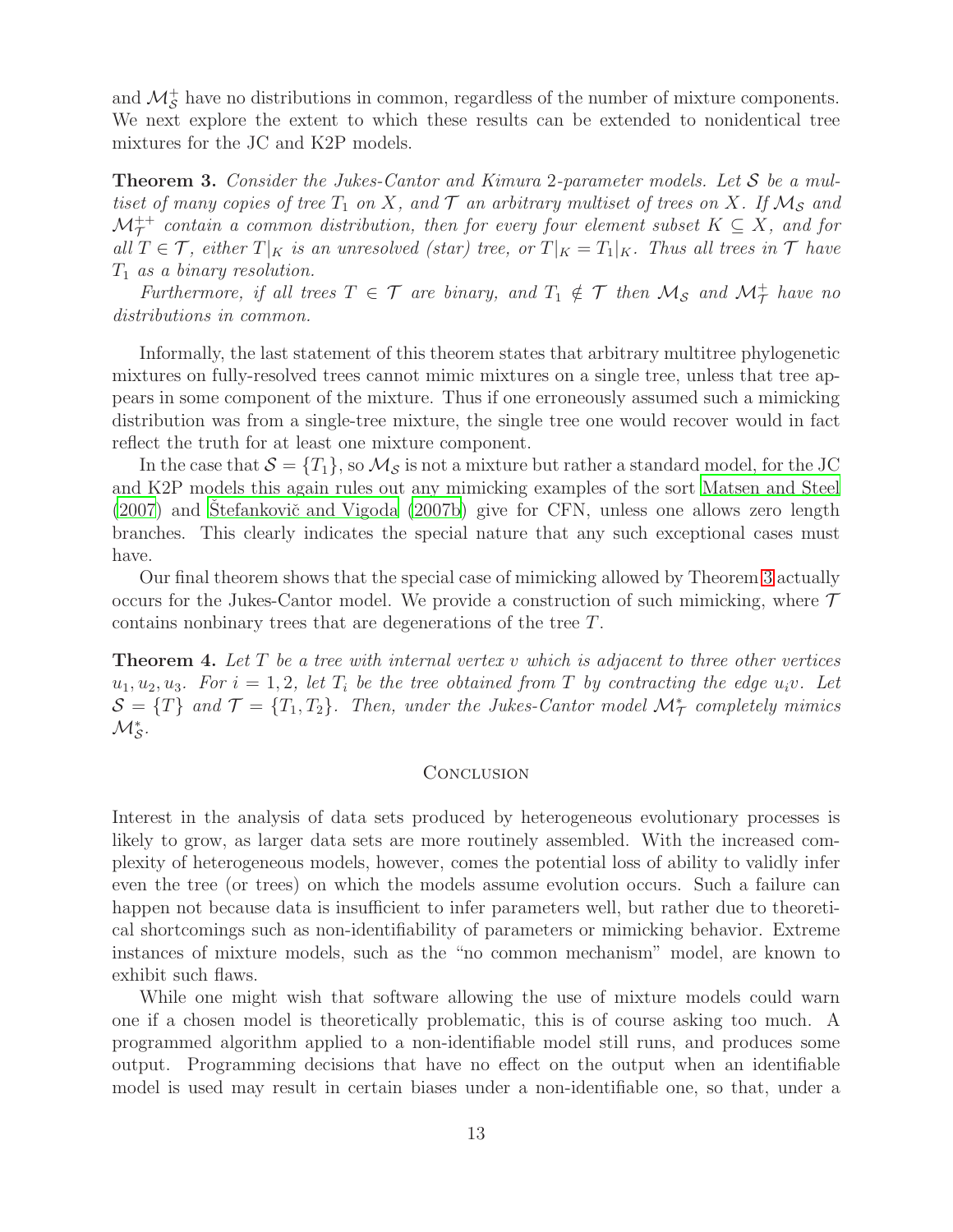and $\mathcal{M}_{\mathcal{S}}^{+}$ have no distributions in common, regardless of the number of mixture components. We next explore the extent to which these results can be extended to nonidentical tree mixtures for the JC and K2P models.

**Theorem 3.** *Consider the Jukes-Cantor and Kimura 2-parameter models. Let $\mathcal{S}$ be a multiset of many copies of tree $T_1$ on $X$, and $\mathcal{T}$ an arbitrary multiset of trees on $X$. If $\mathcal{M}_{\mathcal{S}}$ and $\mathcal{M}_{\mathcal{T}}^{++}$ contain a common distribution, then for every four element subset $K \subseteq X$, and for all $T \in \mathcal{T}$, either $T|_K$ is an unresolved (star) tree, or $T|_K = T_1|_K$. Thus all trees in $\mathcal{T}$ have $T_1$ as a binary resolution.*

*Furthermore, if all trees $T \in \mathcal{T}$ are binary, and $T_1 \notin \mathcal{T}$ then $\mathcal{M}_{\mathcal{S}}$ and $\mathcal{M}_{\mathcal{T}}^{+}$ have no distributions in common.*

Informally, the last statement of this theorem states that arbitrary multitree phylogenetic mixtures on fully-resolved trees cannot mimic mixtures on a single tree, unless that tree appears in some component of the mixture. Thus if one erroneously assumed such a mimicking distribution was from a single-tree mixture, the single tree one would recover would in fact reflect the truth for at least one mixture component.

In the case that $\mathcal{S} = \{T_1\}$, so $\mathcal{M}_{\mathcal{S}}$ is not a mixture but rather a standard model, for the JC and K2P models this again rules out any mimicking examples of the sort Matsen and Steel (2007) and Štefankovič and Vigoda (2007b) give for CFN, unless one allows zero length branches. This clearly indicates the special nature that any such exceptional cases must have.

Our final theorem shows that the special case of mimicking allowed by Theorem 3 actually occurs for the Jukes-Cantor model. We provide a construction of such mimicking, where $\mathcal{T}$ contains nonbinary trees that are degenerations of the tree $T$.

**Theorem 4.** *Let $T$ be a tree with internal vertex $v$ which is adjacent to three other vertices $u_1, u_2, u_3$. For $i = 1, 2$, let $T_i$ be the tree obtained from $T$ by contracting the edge $u_i v$. Let $\mathcal{S} = \{T\}$ and $\mathcal{T} = \{T_1, T_2\}$. Then, under the Jukes-Cantor model $\mathcal{M}_{\mathcal{T}}^{*}$ completely mimics $\mathcal{M}_{\mathcal{S}}^{*}$.*

## Conclusion

Interest in the analysis of data sets produced by heterogeneous evolutionary processes is likely to grow, as larger data sets are more routinely assembled. With the increased complexity of heterogeneous models, however, comes the potential loss of ability to validly infer even the tree (or trees) on which the models assume evolution occurs. Such a failure can happen not because data is insufficient to infer parameters well, but rather due to theoretical shortcomings such as non-identifiability of parameters or mimicking behavior. Extreme instances of mixture models, such as the "no common mechanism" model, are known to exhibit such flaws.

While one might wish that software allowing the use of mixture models could warn one if a chosen model is theoretically problematic, this is of course asking too much. A programmed algorithm applied to a non-identifiable model still runs, and produces some output. Programming decisions that have no effect on the output when an identifiable model is used may result in certain biases under a non-identifiable one, so that, under a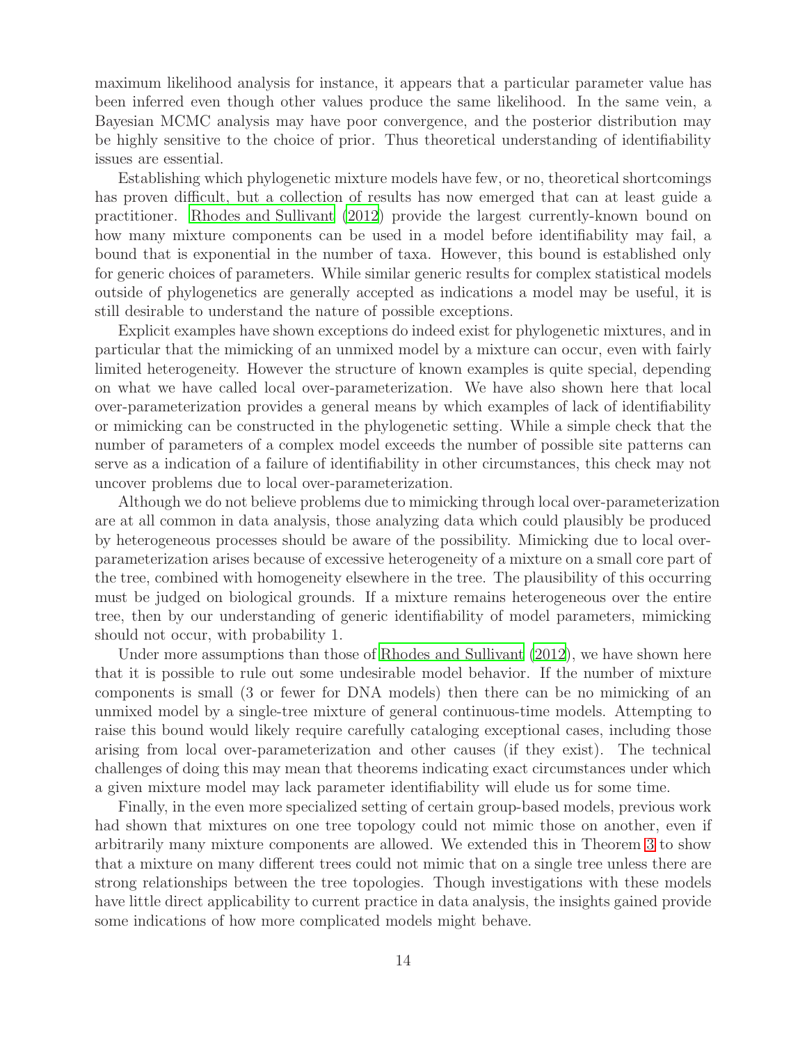maximum likelihood analysis for instance, it appears that a particular parameter value has been inferred even though other values produce the same likelihood. In the same vein, a Bayesian MCMC analysis may have poor convergence, and the posterior distribution may be highly sensitive to the choice of prior. Thus theoretical understanding of identifiability issues are essential.

Establishing which phylogenetic mixture models have few, or no, theoretical shortcomings has proven difficult, but a collection of results has now emerged that can at least guide a practitioner. Rhodes and Sullivant (2012) provide the largest currently-known bound on how many mixture components can be used in a model before identifiability may fail, a bound that is exponential in the number of taxa. However, this bound is established only for generic choices of parameters. While similar generic results for complex statistical models outside of phylogenetics are generally accepted as indications a model may be useful, it is still desirable to understand the nature of possible exceptions.

Explicit examples have shown exceptions do indeed exist for phylogenetic mixtures, and in particular that the mimicking of an unmixed model by a mixture can occur, even with fairly limited heterogeneity. However the structure of known examples is quite special, depending on what we have called local over-parameterization. We have also shown here that local over-parameterization provides a general means by which examples of lack of identifiability or mimicking can be constructed in the phylogenetic setting. While a simple check that the number of parameters of a complex model exceeds the number of possible site patterns can serve as a indication of a failure of identifiability in other circumstances, this check may not uncover problems due to local over-parameterization.

Although we do not believe problems due to mimicking through local over-parameterization are at all common in data analysis, those analyzing data which could plausibly be produced by heterogeneous processes should be aware of the possibility. Mimicking due to local over-parameterization arises because of excessive heterogeneity of a mixture on a small core part of the tree, combined with homogeneity elsewhere in the tree. The plausibility of this occurring must be judged on biological grounds. If a mixture remains heterogeneous over the entire tree, then by our understanding of generic identifiability of model parameters, mimicking should not occur, with probability 1.

Under more assumptions than those of Rhodes and Sullivant (2012), we have shown here that it is possible to rule out some undesirable model behavior. If the number of mixture components is small (3 or fewer for DNA models) then there can be no mimicking of an unmixed model by a single-tree mixture of general continuous-time models. Attempting to raise this bound would likely require carefully cataloging exceptional cases, including those arising from local over-parameterization and other causes (if they exist). The technical challenges of doing this may mean that theorems indicating exact circumstances under which a given mixture model may lack parameter identifiability will elude us for some time.

Finally, in the even more specialized setting of certain group-based models, previous work had shown that mixtures on one tree topology could not mimic those on another, even if arbitrarily many mixture components are allowed. We extended this in Theorem 3 to show that a mixture on many different trees could not mimic that on a single tree unless there are strong relationships between the tree topologies. Though investigations with these models have little direct applicability to current practice in data analysis, the insights gained provide some indications of how more complicated models might behave.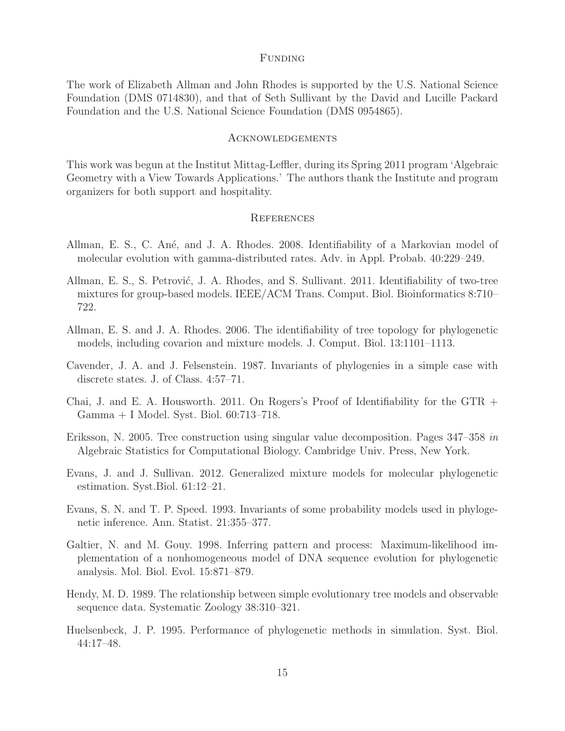## Funding

The work of Elizabeth Allman and John Rhodes is supported by the U.S. National Science Foundation (DMS 0714830), and that of Seth Sullivant by the David and Lucille Packard Foundation and the U.S. National Science Foundation (DMS 0954865).

## Acknowledgements

This work was begun at the Institut Mittag-Leffler, during its Spring 2011 program 'Algebraic Geometry with a View Towards Applications.' The authors thank the Institute and program organizers for both support and hospitality.

## References

Allman, E. S., C. Ané, and J. A. Rhodes. 2008. Identifiability of a Markovian model of molecular evolution with gamma-distributed rates. Adv. in Appl. Probab. 40:229–249.

Allman, E. S., S. Petrović, J. A. Rhodes, and S. Sullivant. 2011. Identifiability of two-tree mixtures for group-based models. IEEE/ACM Trans. Comput. Biol. Bioinformatics 8:710–722.

Allman, E. S. and J. A. Rhodes. 2006. The identifiability of tree topology for phylogenetic models, including covarion and mixture models. J. Comput. Biol. 13:1101–1113.

Cavender, J. A. and J. Felsenstein. 1987. Invariants of phylogenies in a simple case with discrete states. J. of Class. 4:57–71.

Chai, J. and E. A. Housworth. 2011. On Rogers's Proof of Identifiability for the GTR + Gamma + I Model. Syst. Biol. 60:713–718.

Eriksson, N. 2005. Tree construction using singular value decomposition. Pages 347–358 *in* Algebraic Statistics for Computational Biology. Cambridge Univ. Press, New York.

Evans, J. and J. Sullivan. 2012. Generalized mixture models for molecular phylogenetic estimation. Syst.Biol. 61:12–21.

Evans, S. N. and T. P. Speed. 1993. Invariants of some probability models used in phylogenetic inference. Ann. Statist. 21:355–377.

Galtier, N. and M. Gouy. 1998. Inferring pattern and process: Maximum-likelihood implementation of a nonhomogeneous model of DNA sequence evolution for phylogenetic analysis. Mol. Biol. Evol. 15:871–879.

Hendy, M. D. 1989. The relationship between simple evolutionary tree models and observable sequence data. Systematic Zoology 38:310–321.

Huelsenbeck, J. P. 1995. Performance of phylogenetic methods in simulation. Syst. Biol. 44:17–48.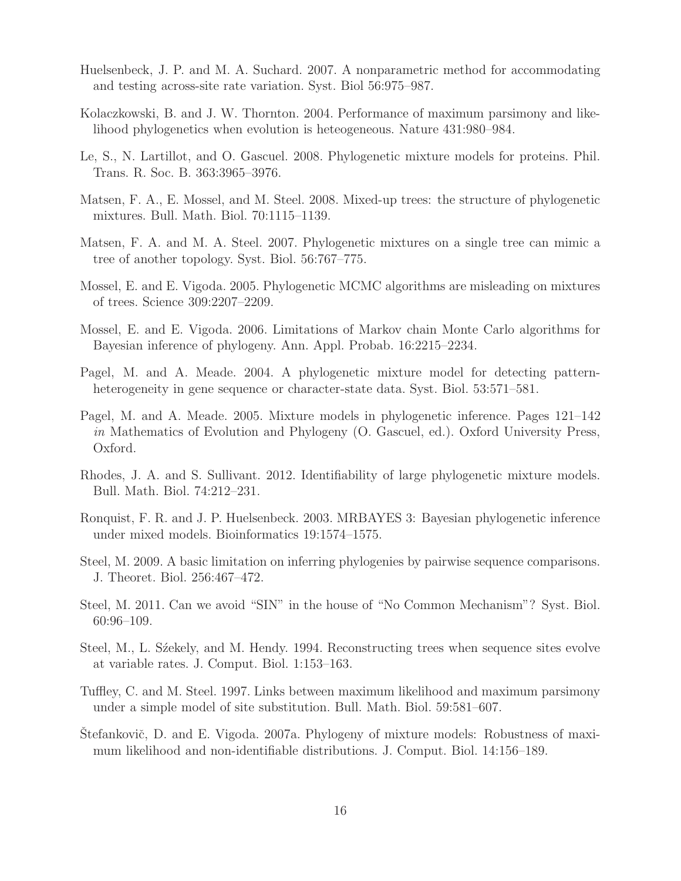Huelsenbeck, J. P. and M. A. Suchard. 2007. A nonparametric method for accommodating and testing across-site rate variation. Syst. Biol 56:975–987.

Kolaczkowski, B. and J. W. Thornton. 2004. Performance of maximum parsimony and likelihood phylogenetics when evolution is heteogeneous. Nature 431:980–984.

Le, S., N. Lartillot, and O. Gascuel. 2008. Phylogenetic mixture models for proteins. Phil. Trans. R. Soc. B. 363:3965–3976.

Matsen, F. A., E. Mossel, and M. Steel. 2008. Mixed-up trees: the structure of phylogenetic mixtures. Bull. Math. Biol. 70:1115–1139.

Matsen, F. A. and M. A. Steel. 2007. Phylogenetic mixtures on a single tree can mimic a tree of another topology. Syst. Biol. 56:767–775.

Mossel, E. and E. Vigoda. 2005. Phylogenetic MCMC algorithms are misleading on mixtures of trees. Science 309:2207–2209.

Mossel, E. and E. Vigoda. 2006. Limitations of Markov chain Monte Carlo algorithms for Bayesian inference of phylogeny. Ann. Appl. Probab. 16:2215–2234.

Pagel, M. and A. Meade. 2004. A phylogenetic mixture model for detecting pattern-heterogeneity in gene sequence or character-state data. Syst. Biol. 53:571–581.

Pagel, M. and A. Meade. 2005. Mixture models in phylogenetic inference. Pages 121–142 *in* Mathematics of Evolution and Phylogeny (O. Gascuel, ed.). Oxford University Press, Oxford.

Rhodes, J. A. and S. Sullivant. 2012. Identifiability of large phylogenetic mixture models. Bull. Math. Biol. 74:212–231.

Ronquist, F. R. and J. P. Huelsenbeck. 2003. MRBAYES 3: Bayesian phylogenetic inference under mixed models. Bioinformatics 19:1574–1575.

Steel, M. 2009. A basic limitation on inferring phylogenies by pairwise sequence comparisons. J. Theoret. Biol. 256:467–472.

Steel, M. 2011. Can we avoid "SIN" in the house of "No Common Mechanism"? Syst. Biol. 60:96–109.

Steel, M., L. Sźekely, and M. Hendy. 1994. Reconstructing trees when sequence sites evolve at variable rates. J. Comput. Biol. 1:153–163.

Tuffley, C. and M. Steel. 1997. Links between maximum likelihood and maximum parsimony under a simple model of site substitution. Bull. Math. Biol. 59:581–607.

Štefankovič, D. and E. Vigoda. 2007a. Phylogeny of mixture models: Robustness of maximum likelihood and non-identifiable distributions. J. Comput. Biol. 14:156–189.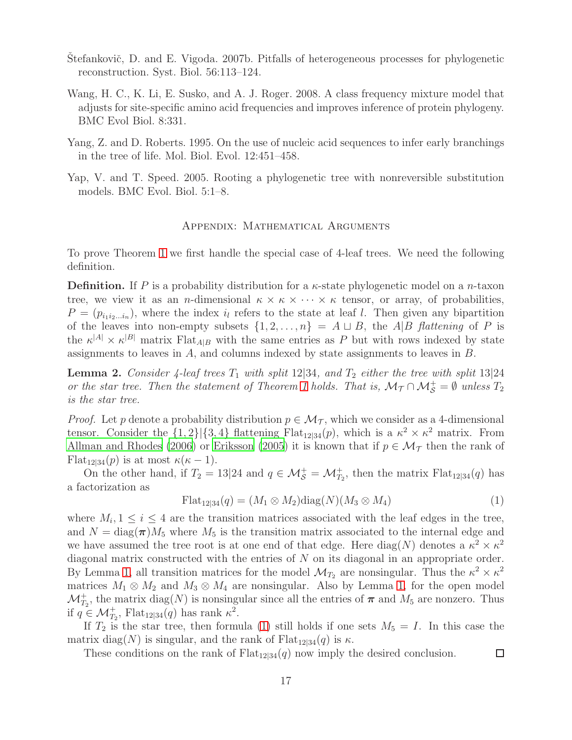Štefankovič, D. and E. Vigoda. 2007b. Pitfalls of heterogeneous processes for phylogenetic reconstruction. Syst. Biol. 56:113–124.

Wang, H. C., K. Li, E. Susko, and A. J. Roger. 2008. A class frequency mixture model that adjusts for site-specific amino acid frequencies and improves inference of protein phylogeny. BMC Evol Biol. 8:331.

Yang, Z. and D. Roberts. 1995. On the use of nucleic acid sequences to infer early branchings in the tree of life. Mol. Biol. Evol. 12:451–458.

Yap, V. and T. Speed. 2005. Rooting a phylogenetic tree with nonreversible substitution models. BMC Evol. Biol. 5:1–8.

## Appendix: Mathematical Arguments

To prove Theorem 1 we first handle the special case of 4-leaf trees. We need the following definition.

**Definition.** If $P$ is a probability distribution for a $\kappa$-state phylogenetic model on a $n$-taxon tree, we view it as an $n$-dimensional $\kappa \times \kappa \times \cdots \times \kappa$ tensor, or array, of probabilities, $P = (p_{i_1 i_2 \ldots i_n})$, where the index $i_l$ refers to the state at leaf $l$. Then given any bipartition of the leaves into non-empty subsets $\{1, 2, \ldots, n\} = A \sqcup B$, the $A|B$ *flattening* of $P$ is the $\kappa^{|A|} \times \kappa^{|B|}$ matrix $\mathrm{Flat}_{A|B}$ with the same entries as $P$ but with rows indexed by state assignments to leaves in $A$, and columns indexed by state assignments to leaves in $B$.

**Lemma 2.** *Consider 4-leaf trees $T_1$ with split $12|34$, and $T_2$ either the tree with split $13|24$ or the star tree. Then the statement of Theorem 1 holds. That is, $\mathcal{M}_{\mathcal{T}} \cap \mathcal{M}_{\mathcal{S}}^+ = \emptyset$ unless $T_2$ is the star tree.*

*Proof.* Let $p$ denote a probability distribution $p \in \mathcal{M}_{\mathcal{T}}$, which we consider as a 4-dimensional tensor. Consider the $\{1, 2\}|\{3, 4\}$ flattening $\mathrm{Flat}_{12|34}(p)$, which is a $\kappa^2 \times \kappa^2$ matrix. From Allman and Rhodes (2006) or Eriksson (2005) it is known that if $p \in \mathcal{M}_{\mathcal{T}}$ then the rank of $\mathrm{Flat}_{12|34}(p)$ is at most $\kappa(\kappa - 1)$.

On the other hand, if $T_2 = 13|24$ and $q \in \mathcal{M}_{\mathcal{S}}^+ = \mathcal{M}_{T_2}^+$, then the matrix $\mathrm{Flat}_{12|34}(q)$ has a factorization as

$$\mathrm{Flat}_{12|34}(q) = (M_1 \otimes M_2)\mathrm{diag}(N)(M_3 \otimes M_4) \tag{1}$$

where $M_i, 1 \leq i \leq 4$ are the transition matrices associated with the leaf edges in the tree, and $N = \mathrm{diag}(\boldsymbol{\pi})M_5$ where $M_5$ is the transition matrix associated to the internal edge and we have assumed the tree root is at one end of that edge. Here $\mathrm{diag}(N)$ denotes a $\kappa^2 \times \kappa^2$ diagonal matrix constructed with the entries of $N$ on its diagonal in an appropriate order. By Lemma 1, all transition matrices for the model $\mathcal{M}_{T_2}$ are nonsingular. Thus the $\kappa^2 \times \kappa^2$ matrices $M_1 \otimes M_2$ and $M_3 \otimes M_4$ are nonsingular. Also by Lemma 1, for the open model $\mathcal{M}_{T_2}^+$, the matrix $\mathrm{diag}(N)$ is nonsingular since all the entries of $\boldsymbol{\pi}$ and $M_5$ are nonzero. Thus if $q \in \mathcal{M}_{T_2}^+$, $\mathrm{Flat}_{12|34}(q)$ has rank $\kappa^2$.

If $T_2$ is the star tree, then formula (1) still holds if one sets $M_5 = I$. In this case the matrix $\mathrm{diag}(N)$ is singular, and the rank of $\mathrm{Flat}_{12|34}(q)$ is $\kappa$.

These conditions on the rank of $\mathrm{Flat}_{12|34}(q)$ now imply the desired conclusion. $\square$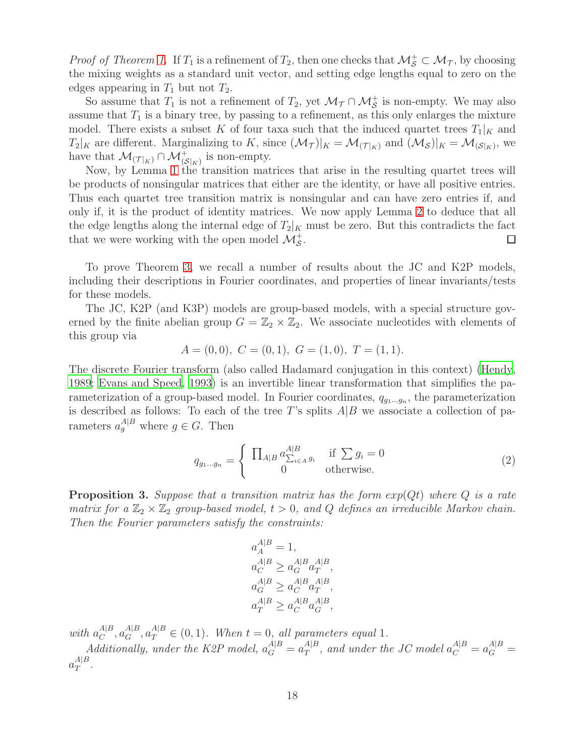*Proof of Theorem 1.* If $T_1$ is a refinement of $T_2$, then one checks that $\mathcal{M}_{\mathcal{S}}^+ \subset \mathcal{M}_{\mathcal{T}}$, by choosing the mixing weights as a standard unit vector, and setting edge lengths equal to zero on the edges appearing in $T_1$ but not $T_2$.

So assume that $T_1$ is not a refinement of $T_2$, yet $\mathcal{M}_{\mathcal{T}} \cap \mathcal{M}_{\mathcal{S}}^+$ is non-empty. We may also assume that $T_1$ is a binary tree, by passing to a refinement, as this only enlarges the mixture model. There exists a subset $K$ of four taxa such that the induced quartet trees $T_1|_K$ and $T_2|_K$ are different. Marginalizing to $K$, since $(\mathcal{M}_{\mathcal{T}})|_K = \mathcal{M}_{(\mathcal{T}|_K)}$ and $(\mathcal{M}_{\mathcal{S}})|_K = \mathcal{M}_{(\mathcal{S}|_K)}$, we have that $\mathcal{M}_{(\mathcal{T}|_K)} \cap \mathcal{M}_{(\mathcal{S}|_K)}^+$ is non-empty.

Now, by Lemma 1 the transition matrices that arise in the resulting quartet trees will be products of nonsingular matrices that either are the identity, or have all positive entries. Thus each quartet tree transition matrix is nonsingular and can have zero entries if, and only if, it is the product of identity matrices. We now apply Lemma 2 to deduce that all the edge lengths along the internal edge of $T_2|_K$ must be zero. But this contradicts the fact that we were working with the open model $\mathcal{M}_{\mathcal{S}}^+$. $\square$

To prove Theorem 3, we recall a number of results about the JC and K2P models, including their descriptions in Fourier coordinates, and properties of linear invariants/tests for these models.

The JC, K2P (and K3P) models are group-based models, with a special structure governed by the finite abelian group $G = \mathbb{Z}_2 \times \mathbb{Z}_2$. We associate nucleotides with elements of this group via

$$A = (0,0),\ C = (0,1),\ G = (1,0),\ T = (1,1).$$

The discrete Fourier transform (also called Hadamard conjugation in this context) (Hendy, 1989; Evans and Speed, 1993) is an invertible linear transformation that simplifies the parameterization of a group-based model. In Fourier coordinates, $q_{g_1 \dots g_n}$, the parameterization is described as follows: To each of the tree $T$'s splits $A|B$ we associate a collection of parameters $a_g^{A|B}$ where $g \in G$. Then

$$q_{g_1 \dots g_n} = \begin{cases} \prod_{A|B} a^{A|B}_{\sum_{i \in A} g_i} & \text{if } \sum g_i = 0 \\ 0 & \text{otherwise.} \end{cases} \tag{2}$$

**Proposition 3.** *Suppose that a transition matrix has the form $exp(Qt)$ where $Q$ is a rate matrix for a $\mathbb{Z}_2 \times \mathbb{Z}_2$ group-based model, $t > 0$, and $Q$ defines an irreducible Markov chain. Then the Fourier parameters satisfy the constraints:*

$$\begin{aligned} a_A^{A|B} &= 1, \\ a_C^{A|B} &\geq a_G^{A|B} a_T^{A|B}, \\ a_G^{A|B} &\geq a_C^{A|B} a_T^{A|B}, \\ a_T^{A|B} &\geq a_C^{A|B} a_G^{A|B}, \end{aligned}$$

*with $a_C^{A|B}, a_G^{A|B}, a_T^{A|B} \in (0,1)$. When $t = 0$, all parameters equal 1.*

*Additionally, under the K2P model, $a_G^{A|B} = a_T^{A|B}$, and under the JC model $a_C^{A|B} = a_G^{A|B} = a_T^{A|B}$.*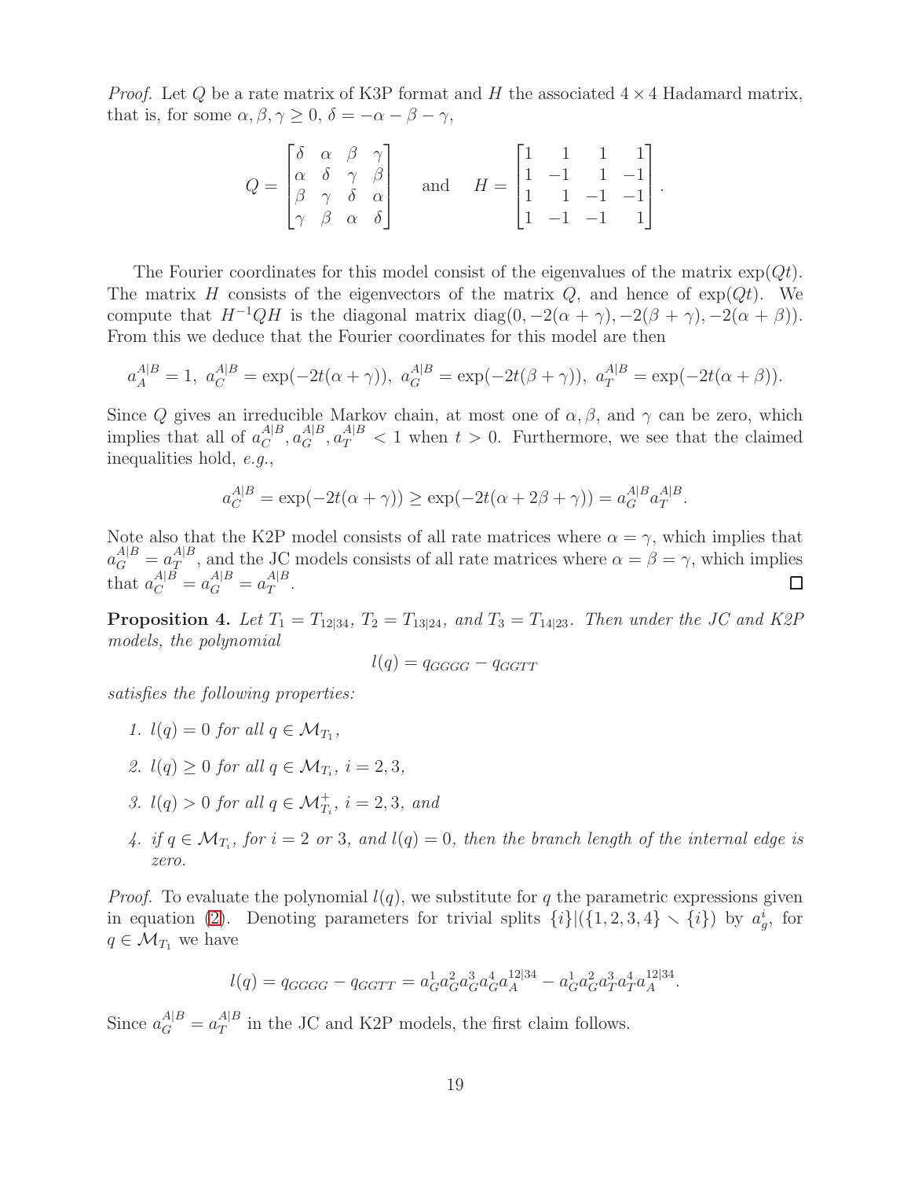*Proof.* Let $Q$ be a rate matrix of K3P format and $H$ the associated $4 \times 4$ Hadamard matrix, that is, for some $\alpha, \beta, \gamma \geq 0$, $\delta = -\alpha - \beta - \gamma$,

$$Q = \begin{bmatrix} \delta & \alpha & \beta & \gamma \\ \alpha & \delta & \gamma & \beta \\ \beta & \gamma & \delta & \alpha \\ \gamma & \beta & \alpha & \delta \end{bmatrix} \quad \text{and} \quad H = \begin{bmatrix} 1 & 1 & 1 & 1 \\ 1 & -1 & 1 & -1 \\ 1 & 1 & -1 & -1 \\ 1 & -1 & -1 & 1 \end{bmatrix}.$$

The Fourier coordinates for this model consist of the eigenvalues of the matrix $\exp(Qt)$. The matrix $H$ consists of the eigenvectors of the matrix $Q$, and hence of $\exp(Qt)$. We compute that $H^{-1}QH$ is the diagonal matrix $\mathrm{diag}(0, -2(\alpha+\gamma), -2(\beta+\gamma), -2(\alpha+\beta))$. From this we deduce that the Fourier coordinates for this model are then

$$a_A^{A|B} = 1,\ a_C^{A|B} = \exp(-2t(\alpha+\gamma)),\ a_G^{A|B} = \exp(-2t(\beta+\gamma)),\ a_T^{A|B} = \exp(-2t(\alpha+\beta)).$$

Since $Q$ gives an irreducible Markov chain, at most one of $\alpha, \beta$, and $\gamma$ can be zero, which implies that all of $a_C^{A|B}, a_G^{A|B}, a_T^{A|B} < 1$ when $t > 0$. Furthermore, we see that the claimed inequalities hold, *e.g.*,

$$a_C^{A|B} = \exp(-2t(\alpha+\gamma)) \geq \exp(-2t(\alpha+2\beta+\gamma)) = a_G^{A|B} a_T^{A|B}.$$

Note also that the K2P model consists of all rate matrices where $\alpha = \gamma$, which implies that $a_G^{A|B} = a_T^{A|B}$, and the JC models consists of all rate matrices where $\alpha = \beta = \gamma$, which implies that $a_C^{A|B} = a_G^{A|B} = a_T^{A|B}$. $\square$

**Proposition 4.** *Let $T_1 = T_{12|34}$, $T_2 = T_{13|24}$, and $T_3 = T_{14|23}$. Then under the JC and K2P models, the polynomial*

$$l(q) = q_{GGGG} - q_{GGTT}$$

*satisfies the following properties:*

1. *$l(q) = 0$ for all $q \in \mathcal{M}_{T_1}$,*
2. *$l(q) \geq 0$ for all $q \in \mathcal{M}_{T_i}$, $i = 2, 3$,*
3. *$l(q) > 0$ for all $q \in \mathcal{M}^+_{T_i}$, $i = 2, 3$, and*
4. *if $q \in \mathcal{M}_{T_i}$, for $i = 2$ or $3$, and $l(q) = 0$, then the branch length of the internal edge is zero.*

*Proof.* To evaluate the polynomial $l(q)$, we substitute for $q$ the parametric expressions given in equation (2). Denoting parameters for trivial splits $\{i\}|(\{1,2,3,4\} \setminus \{i\})$ by $a_g^i$, for $q \in \mathcal{M}_{T_1}$ we have

$$l(q) = q_{GGGG} - q_{GGTT} = a_G^1 a_G^2 a_G^3 a_G^4 a_A^{12|34} - a_G^1 a_G^2 a_T^3 a_T^4 a_A^{12|34}.$$

Since $a_G^{A|B} = a_T^{A|B}$ in the JC and K2P models, the first claim follows.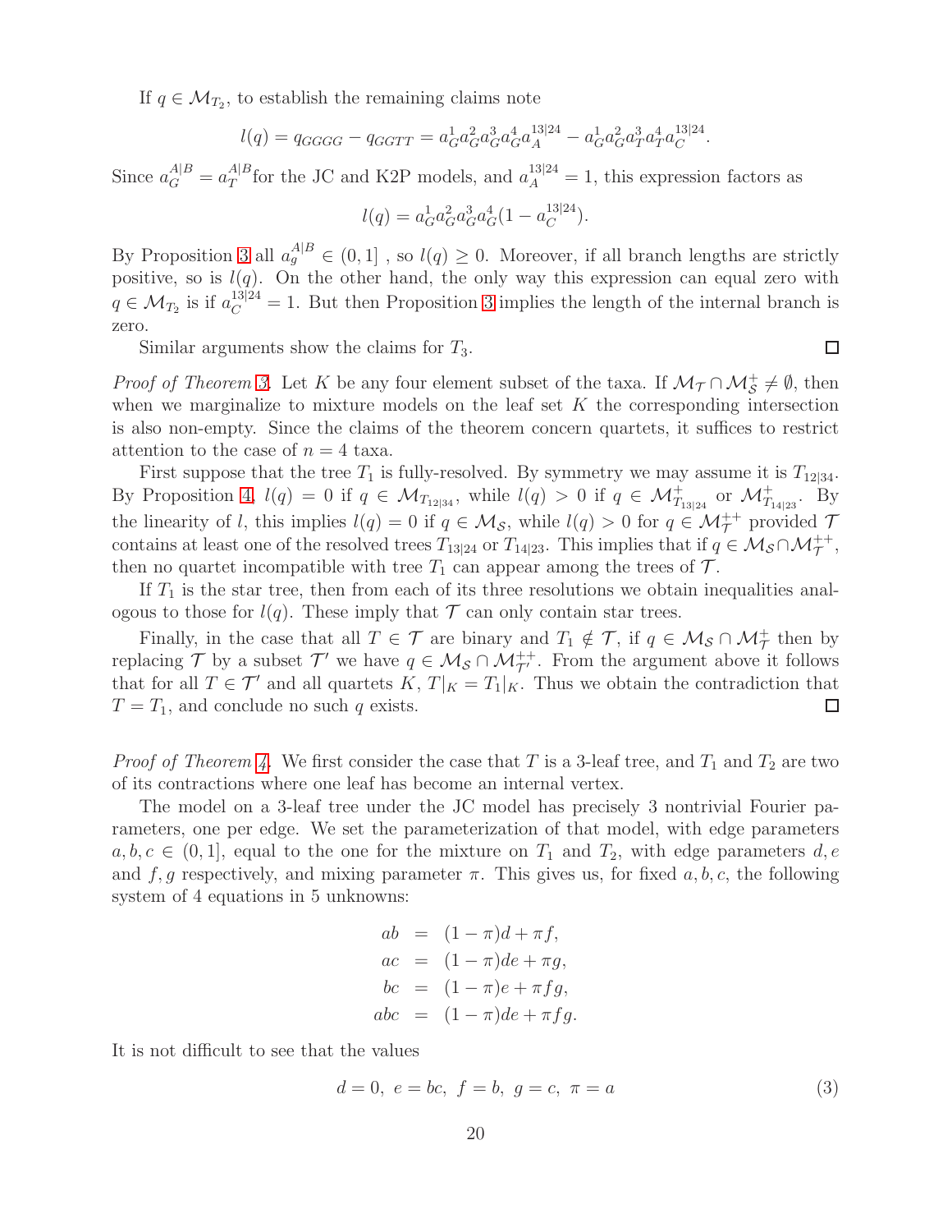If $q \in \mathcal{M}_{T_2}$, to establish the remaining claims note

$$l(q) = q_{GGGG} - q_{GGTT} = a_G^1 a_G^2 a_G^3 a_G^4 a_A^{13|24} - a_G^1 a_G^2 a_T^3 a_T^4 a_C^{13|24}.$$

Since $a_G^{A|B} = a_T^{A|B}$ for the JC and K2P models, and $a_A^{13|24} = 1$, this expression factors as

$$l(q) = a_G^1 a_G^2 a_G^3 a_G^4 (1 - a_C^{13|24}).$$

By Proposition 3 all $a_g^{A|B} \in (0, 1]$ , so $l(q) \geq 0$. Moreover, if all branch lengths are strictly positive, so is $l(q)$. On the other hand, the only way this expression can equal zero with $q \in \mathcal{M}_{T_2}$ is if $a_C^{13|24} = 1$. But then Proposition 3 implies the length of the internal branch is zero.

Similar arguments show the claims for $T_3$. □

*Proof of Theorem 3.* Let $K$ be any four element subset of the taxa. If $\mathcal{M}_{\mathcal{T}} \cap \mathcal{M}^+_{\mathcal{S}} \neq \emptyset$, then when we marginalize to mixture models on the leaf set $K$ the corresponding intersection is also non-empty. Since the claims of the theorem concern quartets, it suffices to restrict attention to the case of $n = 4$ taxa.

First suppose that the tree $T_1$ is fully-resolved. By symmetry we may assume it is $T_{12|34}$. By Proposition 4, $l(q) = 0$ if $q \in \mathcal{M}_{T_{12|34}}$, while $l(q) > 0$ if $q \in \mathcal{M}^+_{T_{13|24}}$ or $\mathcal{M}^+_{T_{14|23}}$. By the linearity of $l$, this implies $l(q) = 0$ if $q \in \mathcal{M}_{\mathcal{S}}$, while $l(q) > 0$ for $q \in \mathcal{M}^{++}_{\mathcal{T}}$ provided $\mathcal{T}$ contains at least one of the resolved trees $T_{13|24}$ or $T_{14|23}$. This implies that if $q \in \mathcal{M}_{\mathcal{S}} \cap \mathcal{M}^{++}_{\mathcal{T}}$, then no quartet incompatible with tree $T_1$ can appear among the trees of $\mathcal{T}$.

If $T_1$ is the star tree, then from each of its three resolutions we obtain inequalities analogous to those for $l(q)$. These imply that $\mathcal{T}$ can only contain star trees.

Finally, in the case that all $T \in \mathcal{T}$ are binary and $T_1 \notin \mathcal{T}$, if $q \in \mathcal{M}_{\mathcal{S}} \cap \mathcal{M}^+_{\mathcal{T}}$ then by replacing $\mathcal{T}$ by a subset $\mathcal{T}'$ we have $q \in \mathcal{M}_{\mathcal{S}} \cap \mathcal{M}^{++}_{\mathcal{T}'}$. From the argument above it follows that for all $T \in \mathcal{T}'$ and all quartets $K$, $T|_K = T_1|_K$. Thus we obtain the contradiction that $T = T_1$, and conclude no such $q$ exists. □

*Proof of Theorem 4.* We first consider the case that $T$ is a 3-leaf tree, and $T_1$ and $T_2$ are two of its contractions where one leaf has become an internal vertex.

The model on a 3-leaf tree under the JC model has precisely 3 nontrivial Fourier parameters, one per edge. We set the parameterization of that model, with edge parameters $a, b, c \in (0, 1]$, equal to the one for the mixture on $T_1$ and $T_2$, with edge parameters $d, e$ and $f, g$ respectively, and mixing parameter $\pi$. This gives us, for fixed $a, b, c$, the following system of 4 equations in 5 unknowns:

$$\begin{aligned}
ab &= (1 - \pi)d + \pi f, \\
ac &= (1 - \pi)de + \pi g, \\
bc &= (1 - \pi)e + \pi fg, \\
abc &= (1 - \pi)de + \pi fg.
\end{aligned}$$

It is not difficult to see that the values

$$d = 0,\ e = bc,\ f = b,\ g = c,\ \pi = a \tag{3}$$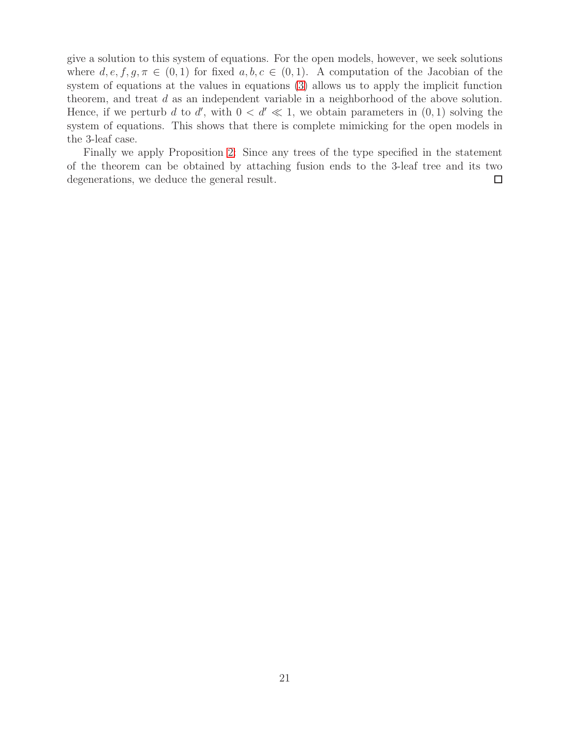give a solution to this system of equations. For the open models, however, we seek solutions where $d, e, f, g, \pi \in (0, 1)$ for fixed $a, b, c \in (0, 1)$. A computation of the Jacobian of the system of equations at the values in equations (3) allows us to apply the implicit function theorem, and treat $d$ as an independent variable in a neighborhood of the above solution. Hence, if we perturb $d$ to $d'$, with $0 < d' \ll 1$, we obtain parameters in $(0, 1)$ solving the system of equations. This shows that there is complete mimicking for the open models in the 3-leaf case.

Finally we apply Proposition 2: Since any trees of the type specified in the statement of the theorem can be obtained by attaching fusion ends to the 3-leaf tree and its two degenerations, we deduce the general result. □